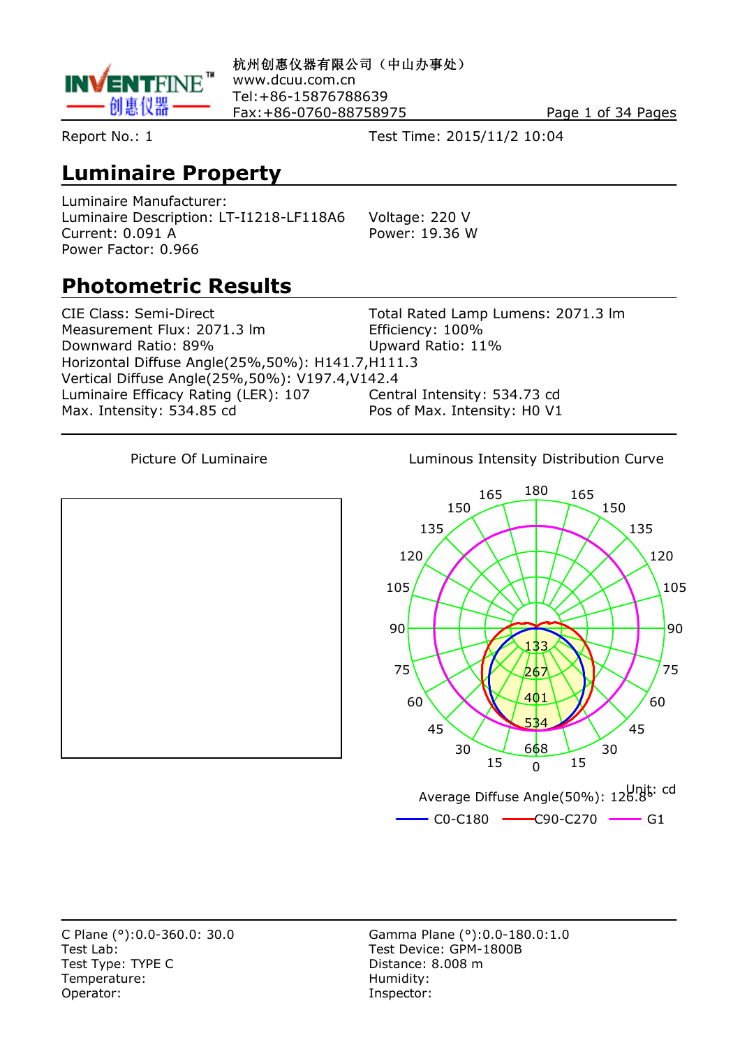杭州创惠仪器有限公司（中山办事处）
www.dcuu.com.cn
Tel:+86-15876788639
Fax:+86-0760-88758975

Report No.: 1

Test Time: 2015/11/2 10:04

## Luminaire Property

Luminaire Manufacturer:
Luminaire Description: LT-I1218-LF118A6
Voltage: 220 V
Current: 0.091 A
Power: 19.36 W
Power Factor: 0.966

## Photometric Results

CIE Class: Semi-Direct
Total Rated Lamp Lumens: 2071.3 lm
Measurement Flux: 2071.3 lm
Efficiency: 100%
Downward Ratio: 89%
Upward Ratio: 11%
Horizontal Diffuse Angle(25%,50%): H141.7,H111.3
Vertical Diffuse Angle(25%,50%): V197.4,V142.4
Luminaire Efficacy Rating (LER): 107
Central Intensity: 534.73 cd
Max. Intensity: 534.85 cd
Pos of Max. Intensity: H0 V1

Picture Of Luminaire

Luminous Intensity Distribution Curve

Unit: cd

Average Diffuse Angle(50%): 126.8°

C0-C180 C90-C270 G1

C Plane (°):0.0-360.0: 30.0
Gamma Plane (°):0.0-180.0:1.0
Test Lab:
Test Device: GPM-1800B
Test Type: TYPE C
Distance: 8.008 m
Temperature:
Humidity:
Operator:
Inspector: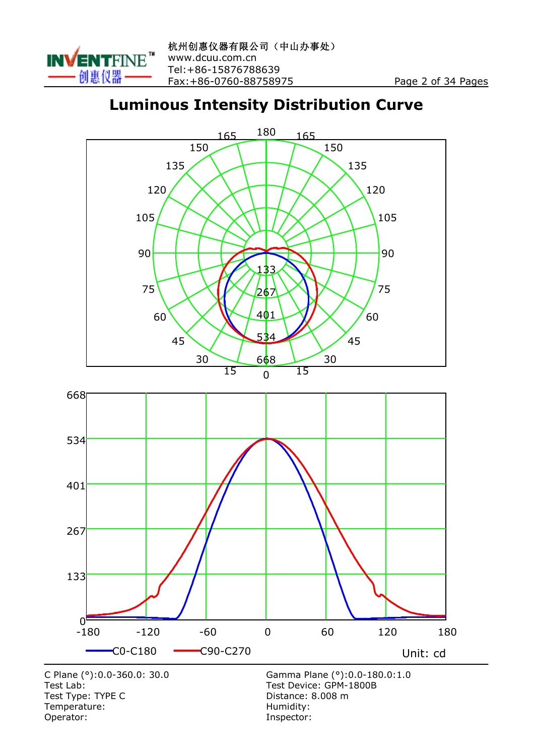杭州创惠仪器有限公司（中山办事处）
www.dcuu.com.cn
Tel:+86-15876788639
Fax:+86-0760-88758975

# Luminous Intensity Distribution Curve

C0-C180　C90-C270　Unit: cd

C Plane (°):0.0-360.0: 30.0
Test Lab:
Test Type: TYPE C
Temperature:
Operator:

Gamma Plane (°):0.0-180.0:1.0
Test Device: GPM-1800B
Distance: 8.008 m
Humidity:
Inspector: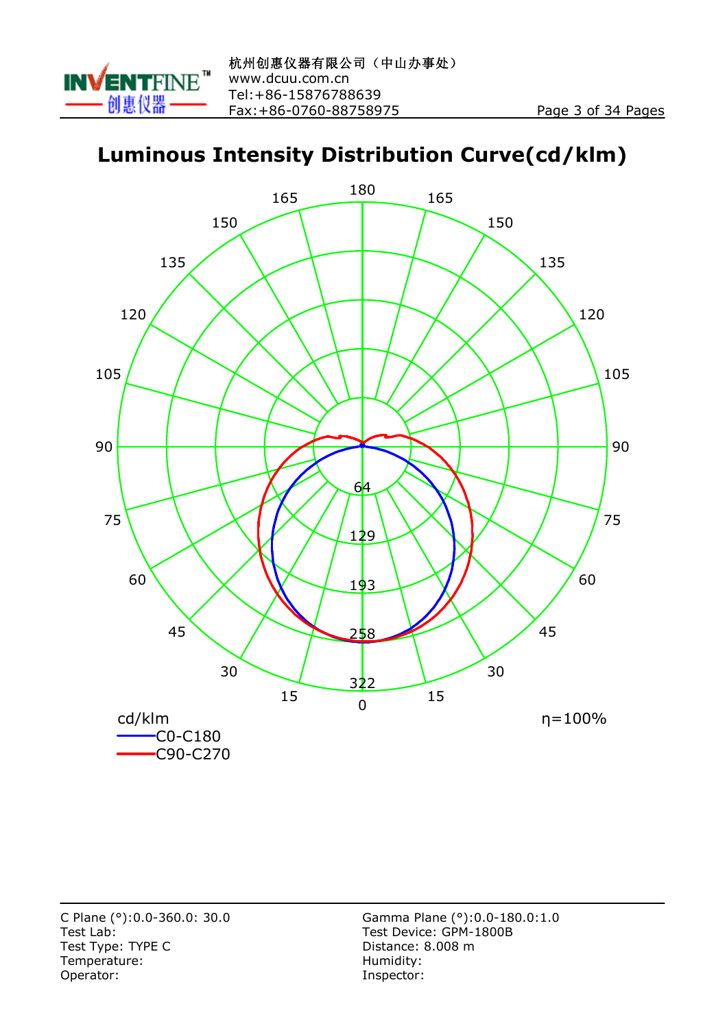# Luminous Intensity Distribution Curve(cd/klm)

cd/klm

- C0-C180
- C90-C270

η=100%

C Plane (°):0.0-360.0: 30.0
Test Lab:
Test Type: TYPE C
Temperature:
Operator:

Gamma Plane (°):0.0-180.0:1.0
Test Device: GPM-1800B
Distance: 8.008 m
Humidity:
Inspector: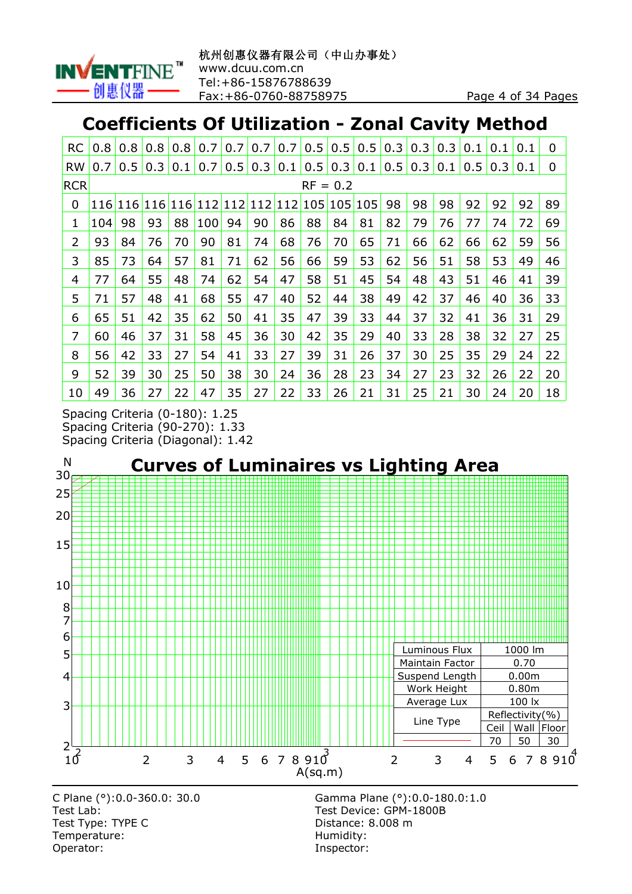## Coefficients Of Utilization - Zonal Cavity Method

| RC | 0.8 | 0.8 | 0.8 | 0.8 | 0.7 | 0.7 | 0.7 | 0.7 | 0.5 | 0.5 | 0.5 | 0.3 | 0.3 | 0.3 | 0.1 | 0.1 | 0.1 | 0 |
|---|---|---|---|---|---|---|---|---|---|---|---|---|---|---|---|---|---|---|
| RW | 0.7 | 0.5 | 0.3 | 0.1 | 0.7 | 0.5 | 0.3 | 0.1 | 0.5 | 0.3 | 0.1 | 0.5 | 0.3 | 0.1 | 0.5 | 0.3 | 0.1 | 0 |
| RCR | RF = 0.2 | | | | | | | | | | | | | | | | | |
| 0 | 116 | 116 | 116 | 116 | 112 | 112 | 112 | 112 | 105 | 105 | 105 | 98 | 98 | 98 | 92 | 92 | 92 | 89 |
| 1 | 104 | 98 | 93 | 88 | 100 | 94 | 90 | 86 | 88 | 84 | 81 | 82 | 79 | 76 | 77 | 74 | 72 | 69 |
| 2 | 93 | 84 | 76 | 70 | 90 | 81 | 74 | 68 | 76 | 70 | 65 | 71 | 66 | 62 | 66 | 62 | 59 | 56 |
| 3 | 85 | 73 | 64 | 57 | 81 | 71 | 62 | 56 | 66 | 59 | 53 | 62 | 56 | 51 | 58 | 53 | 49 | 46 |
| 4 | 77 | 64 | 55 | 48 | 74 | 62 | 54 | 47 | 58 | 51 | 45 | 54 | 48 | 43 | 51 | 46 | 41 | 39 |
| 5 | 71 | 57 | 48 | 41 | 68 | 55 | 47 | 40 | 52 | 44 | 38 | 49 | 42 | 37 | 46 | 40 | 36 | 33 |
| 6 | 65 | 51 | 42 | 35 | 62 | 50 | 41 | 35 | 47 | 39 | 33 | 44 | 37 | 32 | 41 | 36 | 31 | 29 |
| 7 | 60 | 46 | 37 | 31 | 58 | 45 | 36 | 30 | 42 | 35 | 29 | 40 | 33 | 28 | 38 | 32 | 27 | 25 |
| 8 | 56 | 42 | 33 | 27 | 54 | 41 | 33 | 27 | 39 | 31 | 26 | 37 | 30 | 25 | 35 | 29 | 24 | 22 |
| 9 | 52 | 39 | 30 | 25 | 50 | 38 | 30 | 24 | 36 | 28 | 23 | 34 | 27 | 23 | 32 | 26 | 22 | 20 |
| 10 | 49 | 36 | 27 | 22 | 47 | 35 | 27 | 22 | 33 | 26 | 21 | 31 | 25 | 21 | 30 | 24 | 20 | 18 |

Spacing Criteria (0-180): 1.25
Spacing Criteria (90-270): 1.33
Spacing Criteria (Diagonal): 1.42

## Curves of Luminaires vs Lighting Area

| Luminous Flux | 1000 lm | | |
|---|---|---|---|
| Maintain Factor | 0.70 | | |
| Suspend Length | 0.00m | | |
| Work Height | 0.80m | | |
| Average Lux | 100 lx | | |
| Line Type | Reflectivity(%) | | |
| | Ceil | Wall | Floor |
| (red line) | 70 | 50 | 30 |

N (vertical axis); A(sq.m) (horizontal axis)

C Plane (°):0.0-360.0: 30.0
Test Lab:
Test Type: TYPE C
Temperature:
Operator:

Gamma Plane (°):0.0-180.0:1.0
Test Device: GPM-1800B
Distance: 8.008 m
Humidity:
Inspector: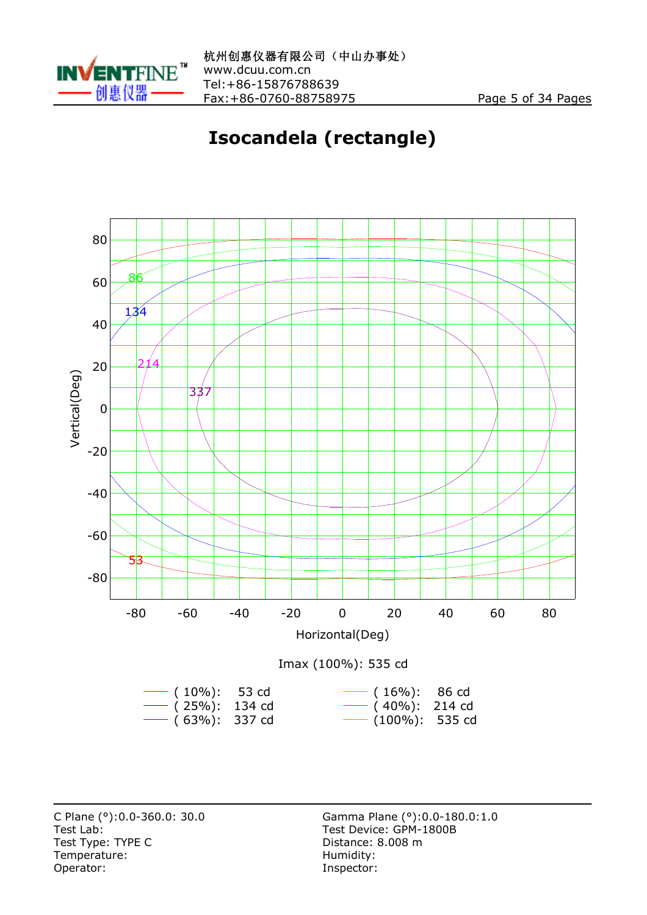# Isocandela (rectangle)

Imax (100%): 535 cd

| Level | Value | Level | Value |
|---|---|---|---|
| ( 10%): | 53 cd | ( 16%): | 86 cd |
| ( 25%): | 134 cd | ( 40%): | 214 cd |
| ( 63%): | 337 cd | (100%): | 535 cd |

C Plane (°):0.0-360.0: 30.0
Test Lab:
Test Type: TYPE C
Temperature:
Operator:

Gamma Plane (°):0.0-180.0:1.0
Test Device: GPM-1800B
Distance: 8.008 m
Humidity:
Inspector: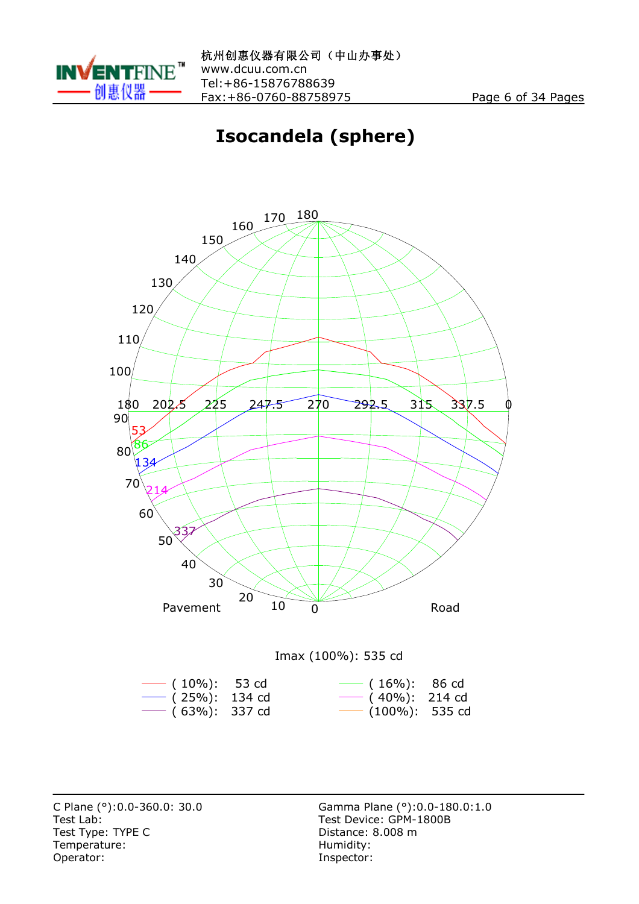# Isocandela (sphere)

Imax (100%): 535 cd

| Level | Value | Level | Value |
|---|---|---|---|
| ( 10%): | 53 cd | ( 16%): | 86 cd |
| ( 25%): | 134 cd | ( 40%): | 214 cd |
| ( 63%): | 337 cd | (100%): | 535 cd |

C Plane (°):0.0-360.0: 30.0
Test Lab:
Test Type: TYPE C
Temperature:
Operator:

Gamma Plane (°):0.0-180.0:1.0
Test Device: GPM-1800B
Distance: 8.008 m
Humidity:
Inspector: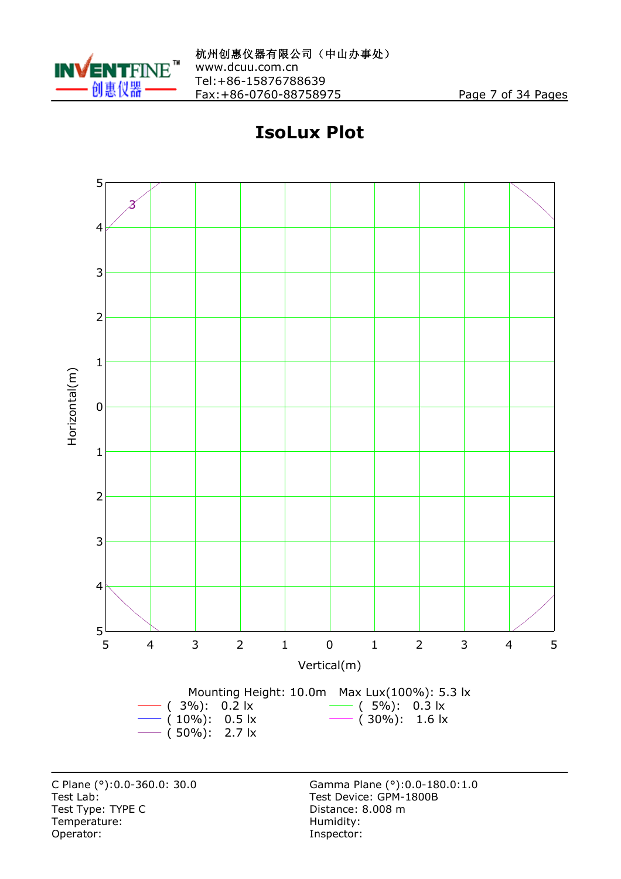# IsoLux Plot

Mounting Height: 10.0m    Max Lux(100%): 5.3 lx

( 3%): 0.2 lx    ( 5%): 0.3 lx

( 10%): 0.5 lx    ( 30%): 1.6 lx

( 50%): 2.7 lx

C Plane (°):0.0-360.0: 30.0
Test Lab:
Test Type: TYPE C
Temperature:
Operator:

Gamma Plane (°):0.0-180.0:1.0
Test Device: GPM-1800B
Distance: 8.008 m
Humidity:
Inspector: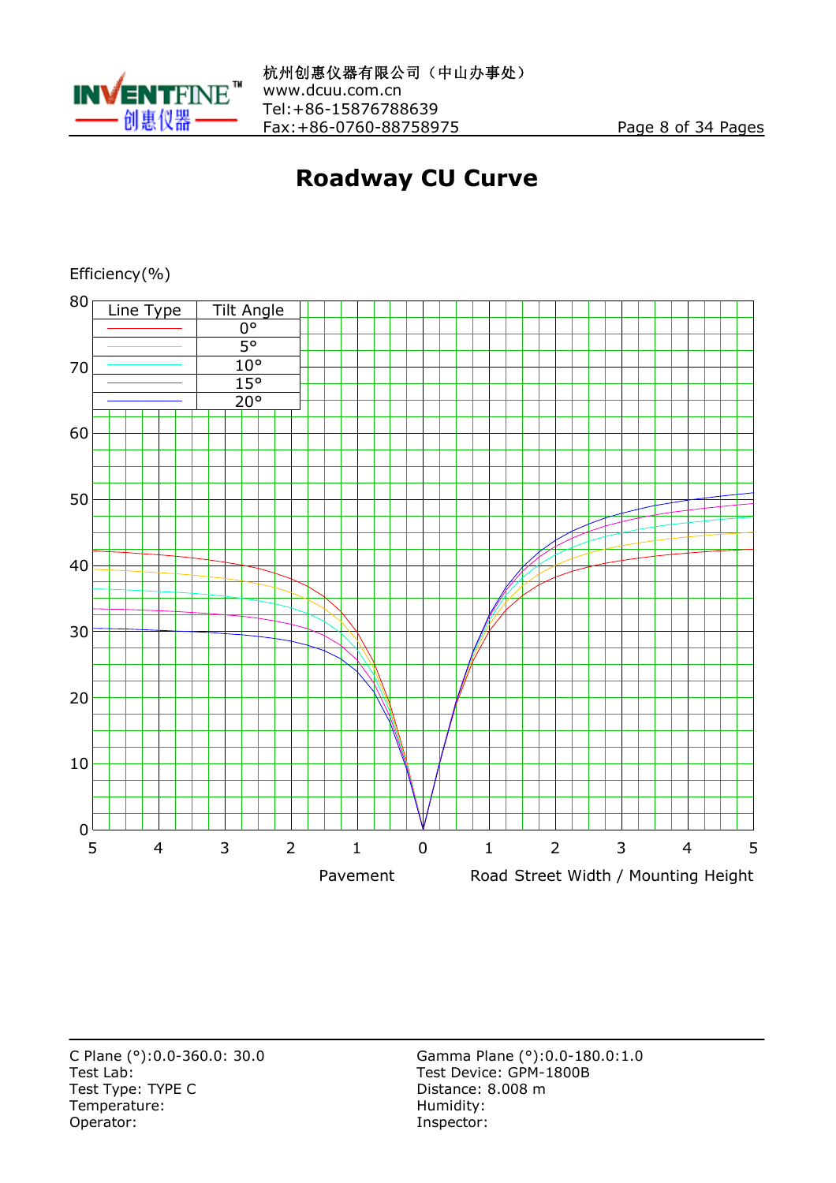# Roadway CU Curve

Efficiency(%)

| Line Type | Tilt Angle |
|---|---|
| red | 0° |
| | 5° |
| cyan | 10° |
| | 15° |
| blue | 20° |

80
70
60
50
40
30
20
10
0

5 4 3 2 1 0 1 2 3 4 5

Pavement　　　Road Street Width / Mounting Height

C Plane (°):0.0-360.0: 30.0
Test Lab:
Test Type: TYPE C
Temperature:
Operator:

Gamma Plane (°):0.0-180.0:1.0
Test Device: GPM-1800B
Distance: 8.008 m
Humidity:
Inspector: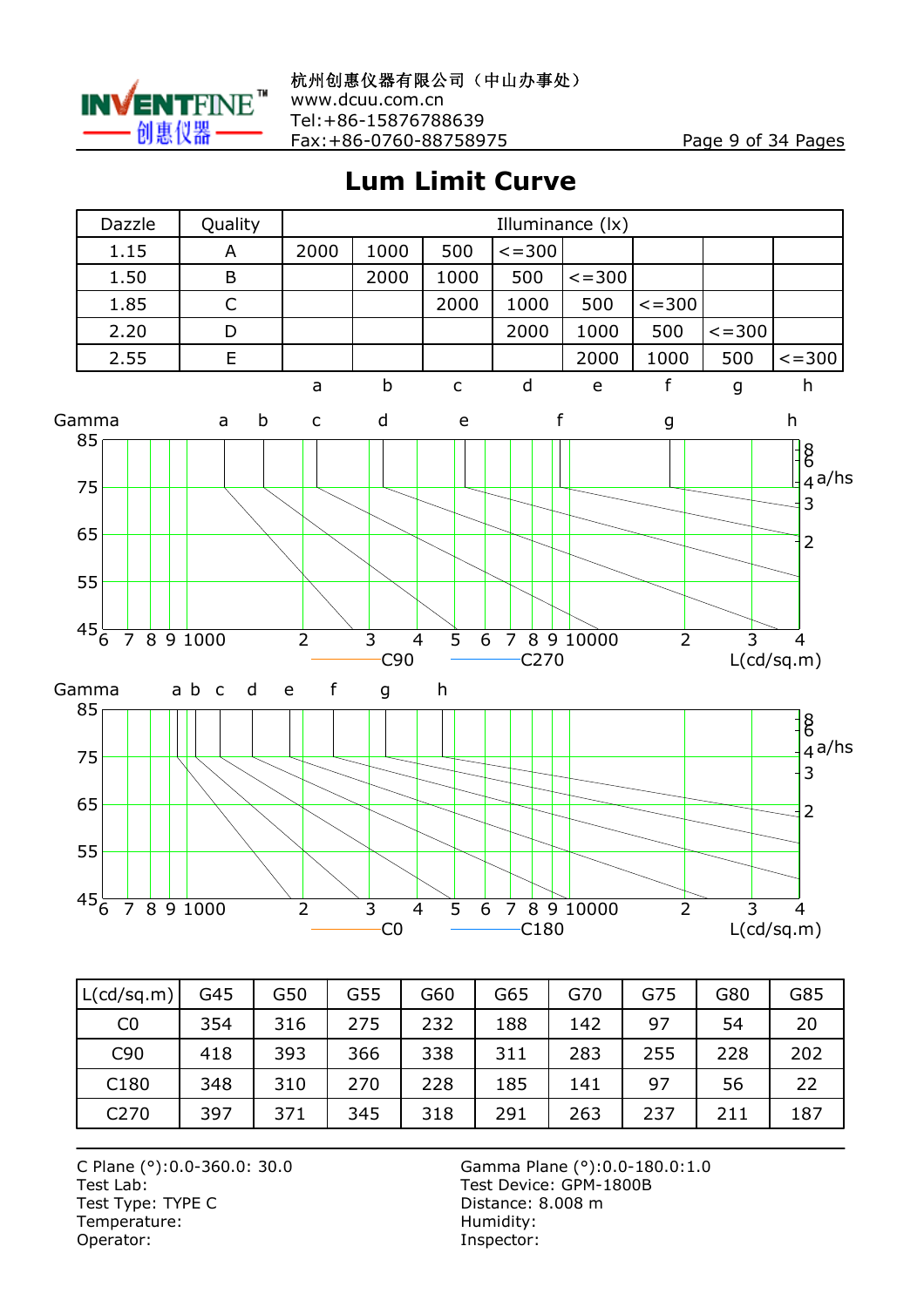# Lum Limit Curve

| Dazzle | Quality | Illuminance (lx) | | | | | | | |
|---|---|---|---|---|---|---|---|---|---|
| 1.15 | A | 2000 | 1000 | 500 | <=300 | | | | |
| 1.50 | B | | 2000 | 1000 | 500 | <=300 | | | |
| 1.85 | C | | | 2000 | 1000 | 500 | <=300 | | |
| 2.20 | D | | | | 2000 | 1000 | 500 | <=300 | |
| 2.55 | E | | | | | 2000 | 1000 | 500 | <=300 |
| | | a | b | c | d | e | f | g | h |

Gamma a b c d e f g h

85 / 75 / 65 / 55 / 45

6 7 8 9 1000 2 3 4 5 6 7 8 9 10000 2 3 4 L(cd/sq.m)

a/hs 8 6 4 3 2

C90 C270

Gamma a b c d e f g h

85 / 75 / 65 / 55 / 45

6 7 8 9 1000 2 3 4 5 6 7 8 9 10000 2 3 4 L(cd/sq.m)

a/hs 8 6 4 3 2

C0 C180

| L(cd/sq.m) | G45 | G50 | G55 | G60 | G65 | G70 | G75 | G80 | G85 |
|---|---|---|---|---|---|---|---|---|---|
| C0 | 354 | 316 | 275 | 232 | 188 | 142 | 97 | 54 | 20 |
| C90 | 418 | 393 | 366 | 338 | 311 | 283 | 255 | 228 | 202 |
| C180 | 348 | 310 | 270 | 228 | 185 | 141 | 97 | 56 | 22 |
| C270 | 397 | 371 | 345 | 318 | 291 | 263 | 237 | 211 | 187 |

C Plane (°):0.0-360.0: 30.0
Test Lab:
Test Type: TYPE C
Temperature:
Operator:

Gamma Plane (°):0.0-180.0:1.0
Test Device: GPM-1800B
Distance: 8.008 m
Humidity:
Inspector: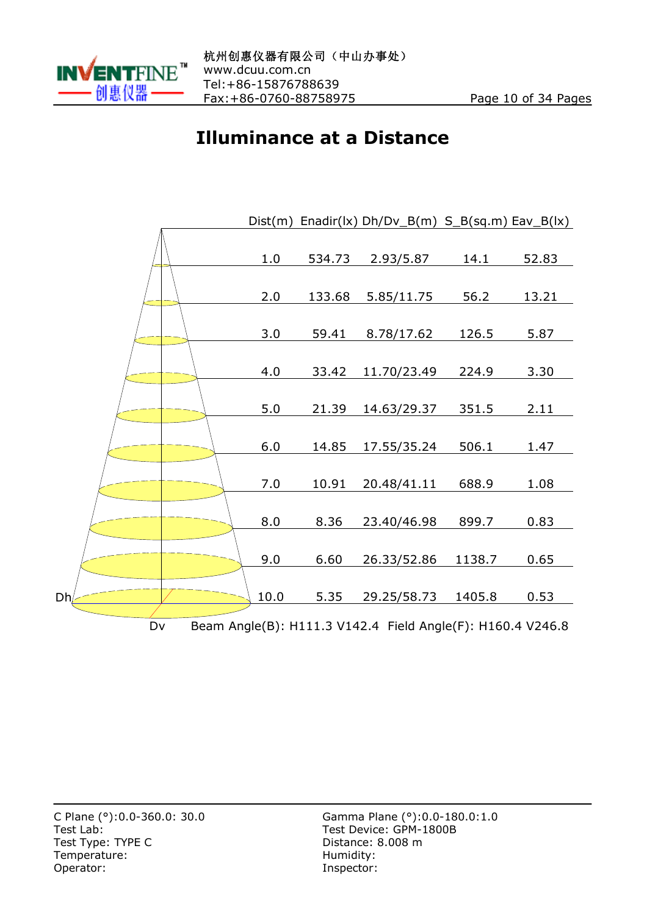# Illuminance at a Distance

| Dist(m) | Enadir(lx) | Dh/Dv_B(m) | S_B(sq.m) | Eav_B(lx) |
|---|---|---|---|---|
| 1.0 | 534.73 | 2.93/5.87 | 14.1 | 52.83 |
| 2.0 | 133.68 | 5.85/11.75 | 56.2 | 13.21 |
| 3.0 | 59.41 | 8.78/17.62 | 126.5 | 5.87 |
| 4.0 | 33.42 | 11.70/23.49 | 224.9 | 3.30 |
| 5.0 | 21.39 | 14.63/29.37 | 351.5 | 2.11 |
| 6.0 | 14.85 | 17.55/35.24 | 506.1 | 1.47 |
| 7.0 | 10.91 | 20.48/41.11 | 688.9 | 1.08 |
| 8.0 | 8.36 | 23.40/46.98 | 899.7 | 0.83 |
| 9.0 | 6.60 | 26.33/52.86 | 1138.7 | 0.65 |
| 10.0 | 5.35 | 29.25/58.73 | 1405.8 | 0.53 |

Dh

Dv

Beam Angle(B): H111.3 V142.4 Field Angle(F): H160.4 V246.8

C Plane (°):0.0-360.0: 30.0
Test Lab:
Test Type: TYPE C
Temperature:
Operator:

Gamma Plane (°):0.0-180.0:1.0
Test Device: GPM-1800B
Distance: 8.008 m
Humidity:
Inspector: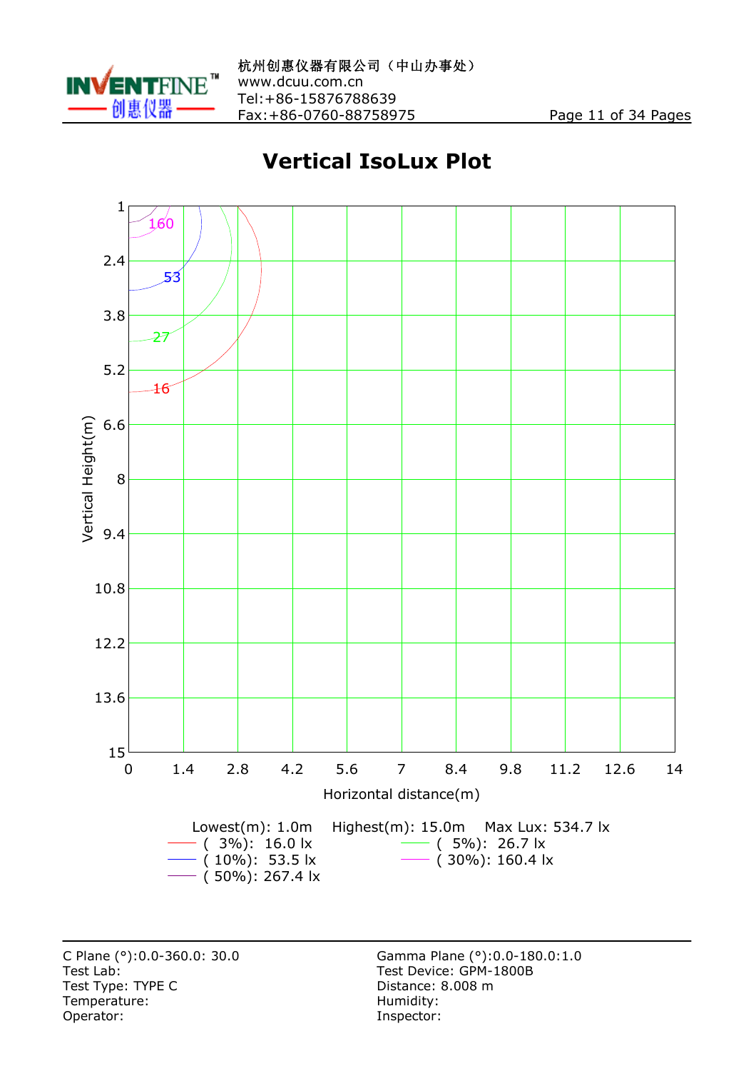# Vertical IsoLux Plot

Lowest(m): 1.0m  Highest(m): 15.0m  Max Lux: 534.7 lx

( 3%): 16.0 lx  ( 5%): 26.7 lx
( 10%): 53.5 lx  ( 30%): 160.4 lx
( 50%): 267.4 lx

C Plane (°):0.0-360.0: 30.0
Test Lab:
Test Type: TYPE C
Temperature:
Operator:

Gamma Plane (°):0.0-180.0:1.0
Test Device: GPM-1800B
Distance: 8.008 m
Humidity:
Inspector: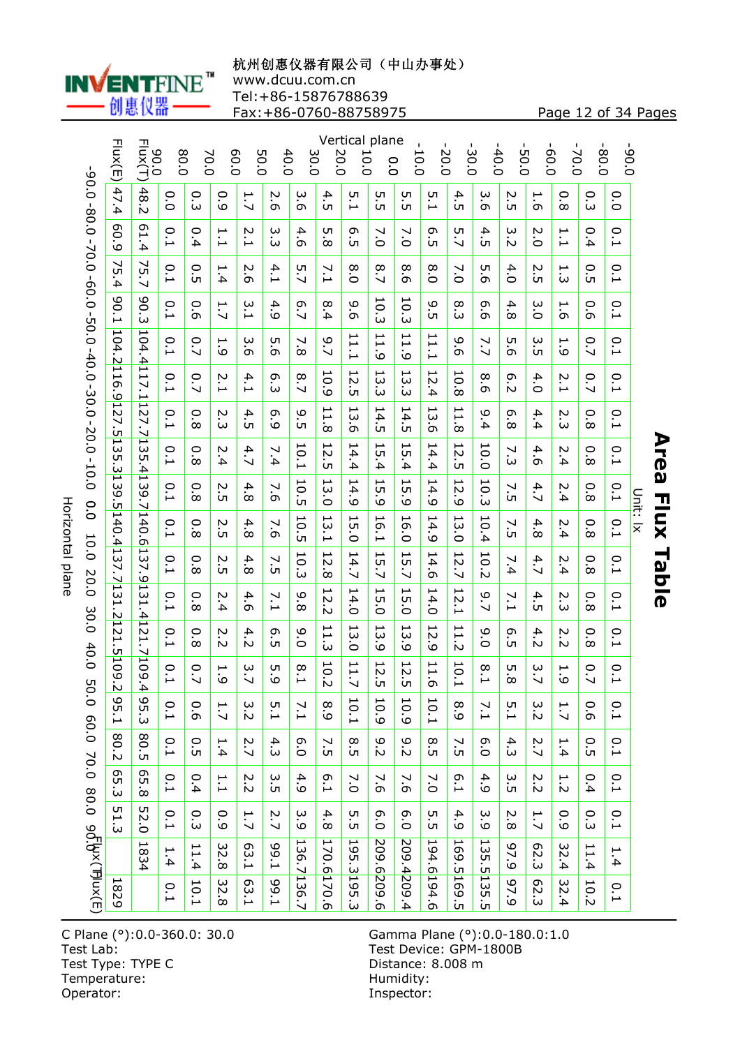杭州创惠仪器有限公司（中山办事处）
www.dcuu.com.cn
Tel:+86-15876788639
Fax:+86-0760-88758975

# Area Flux Table

Unit: lx

| Vertical plane \ Horizontal plane | -90.0 | -80.0 | -70.0 | -60.0 | -50.0 | -40.0 | -30.0 | -20.0 | -10.0 | 0.0 | 10.0 | 20.0 | 30.0 | 40.0 | 50.0 | 60.0 | 70.0 | 80.0 | Flux(T) | Flux(E) |
|---|---|---|---|---|---|---|---|---|---|---|---|---|---|---|---|---|---|---|---|---|
| -90.0 | 0.0 | 0.1 | 0.1 | 0.1 | 0.1 | 0.1 | 0.1 | 0.1 | 0.1 | 0.1 | 0.1 | 0.1 | 0.1 | 0.1 | 0.1 | 0.1 | 0.1 | 0.1 | 1.4 | 0.1 |
| -80.0 | 0.3 | 0.4 | 0.5 | 0.6 | 0.7 | 0.7 | 0.8 | 0.8 | 0.8 | 0.8 | 0.8 | 0.8 | 0.8 | 0.7 | 0.6 | 0.5 | 0.4 | 0.3 | 11.4 | 10.2 |
| -70.0 | 0.8 | 1.1 | 1.3 | 1.6 | 1.9 | 2.1 | 2.3 | 2.4 | 2.4 | 2.4 | 2.4 | 2.3 | 2.2 | 1.9 | 1.7 | 1.4 | 1.2 | 0.9 | 32.4 | 32.4 |
| -60.0 | 1.6 | 2.0 | 2.5 | 3.0 | 3.5 | 4.0 | 4.4 | 4.6 | 4.7 | 4.8 | 4.7 | 4.5 | 4.2 | 3.7 | 3.2 | 2.7 | 2.2 | 1.7 | 62.3 | 62.3 |
| -50.0 | 2.5 | 3.2 | 4.0 | 4.8 | 5.6 | 6.2 | 6.8 | 7.3 | 7.5 | 7.5 | 7.4 | 7.1 | 6.5 | 5.8 | 5.1 | 4.3 | 3.5 | 2.8 | 97.9 | 97.9 |
| -40.0 | 3.6 | 4.5 | 5.6 | 6.6 | 7.7 | 8.6 | 9.4 | 10.0 | 10.3 | 10.4 | 10.2 | 9.7 | 9.0 | 8.1 | 7.1 | 6.0 | 4.9 | 3.9 | 135.5 | 135.5 |
| -30.0 | 4.5 | 5.7 | 7.0 | 8.3 | 9.6 | 10.8 | 11.8 | 12.5 | 12.9 | 13.0 | 12.7 | 12.1 | 11.2 | 10.1 | 8.9 | 7.5 | 6.1 | 4.9 | 169.5 | 169.5 |
| -20.0 | 5.1 | 6.5 | 8.0 | 9.5 | 11.1 | 12.4 | 13.6 | 14.4 | 14.9 | 14.9 | 14.6 | 14.0 | 12.9 | 11.6 | 10.1 | 8.5 | 7.0 | 5.5 | 194.6 | 194.6 |
| -10.0 | 5.5 | 7.0 | 8.6 | 10.3 | 11.9 | 13.3 | 14.5 | 15.4 | 15.9 | 16.0 | 15.7 | 15.0 | 13.9 | 12.5 | 10.9 | 9.2 | 7.6 | 6.0 | 209.4 | 209.4 |
| 0.0 | 5.5 | 7.0 | 8.7 | 10.3 | 11.9 | 13.3 | 14.5 | 15.4 | 15.9 | 16.1 | 15.7 | 15.0 | 13.9 | 12.5 | 10.9 | 9.2 | 7.6 | 6.0 | 209.6 | 209.6 |
| 10.0 | 5.1 | 6.5 | 8.0 | 9.6 | 11.1 | 12.5 | 13.6 | 14.4 | 14.9 | 15.0 | 14.7 | 14.0 | 13.0 | 11.7 | 10.1 | 8.5 | 7.0 | 5.5 | 195.3 | 195.3 |
| 20.0 | 4.5 | 5.8 | 7.1 | 8.4 | 9.7 | 10.9 | 11.8 | 12.5 | 13.0 | 13.1 | 12.8 | 12.2 | 11.3 | 10.2 | 8.9 | 7.5 | 6.1 | 4.8 | 170.6 | 170.6 |
| 30.0 | 3.6 | 4.6 | 5.7 | 6.7 | 7.8 | 8.7 | 9.5 | 10.1 | 10.5 | 10.5 | 10.3 | 9.8 | 9.0 | 8.1 | 7.1 | 6.0 | 4.9 | 3.9 | 136.7 | 136.7 |
| 40.0 | 2.6 | 3.3 | 4.1 | 4.9 | 5.6 | 6.3 | 6.9 | 7.4 | 7.6 | 7.6 | 7.5 | 7.1 | 6.5 | 5.9 | 5.1 | 4.3 | 3.5 | 2.7 | 99.1 | 99.1 |
| 50.0 | 1.7 | 2.1 | 2.6 | 3.1 | 3.6 | 4.1 | 4.5 | 4.7 | 4.8 | 4.8 | 4.8 | 4.6 | 4.2 | 3.7 | 3.2 | 2.7 | 2.2 | 1.7 | 63.1 | 63.1 |
| 60.0 | 0.9 | 1.1 | 1.4 | 1.7 | 1.9 | 2.1 | 2.3 | 2.4 | 2.5 | 2.5 | 2.5 | 2.4 | 2.2 | 1.9 | 1.7 | 1.4 | 1.1 | 0.9 | 32.8 | 32.8 |
| 70.0 | 0.3 | 0.4 | 0.5 | 0.6 | 0.7 | 0.7 | 0.8 | 0.8 | 0.8 | 0.8 | 0.8 | 0.8 | 0.8 | 0.7 | 0.6 | 0.5 | 0.4 | 0.3 | 11.4 | 10.1 |
| 80.0 | 0.0 | 0.1 | 0.1 | 0.1 | 0.1 | 0.1 | 0.1 | 0.1 | 0.1 | 0.1 | 0.1 | 0.1 | 0.1 | 0.1 | 0.1 | 0.1 | 0.1 | 0.1 | 1.4 | 0.1 |
| Flux(T) | 48.2 | 61.4 | 75.7 | 90.3 | 104.4 | 117.1 | 127.5 | 135.4 | 139.7 | 140.6 | 137.9 | 131.4 | 121.7 | 109.4 | 95.3 | 80.5 | 65.8 | 52.0 | 1834 | |
| Flux(E) | 47.4 | 60.9 | 75.4 | 90.1 | 104.2 | 116.9 | 127.5 | 135.3 | 139.5 | 140.4 | 137.7 | 131.2 | 121.5 | 109.2 | 95.1 | 80.2 | 65.3 | 51.3 | | 1829 |

C Plane (°):0.0-360.0: 30.0
Gamma Plane (°):0.0-180.0:1.0
Test Lab:
Test Device: GPM-1800B
Test Type: TYPE C
Distance: 8.008 m
Temperature:
Humidity:
Operator:
Inspector: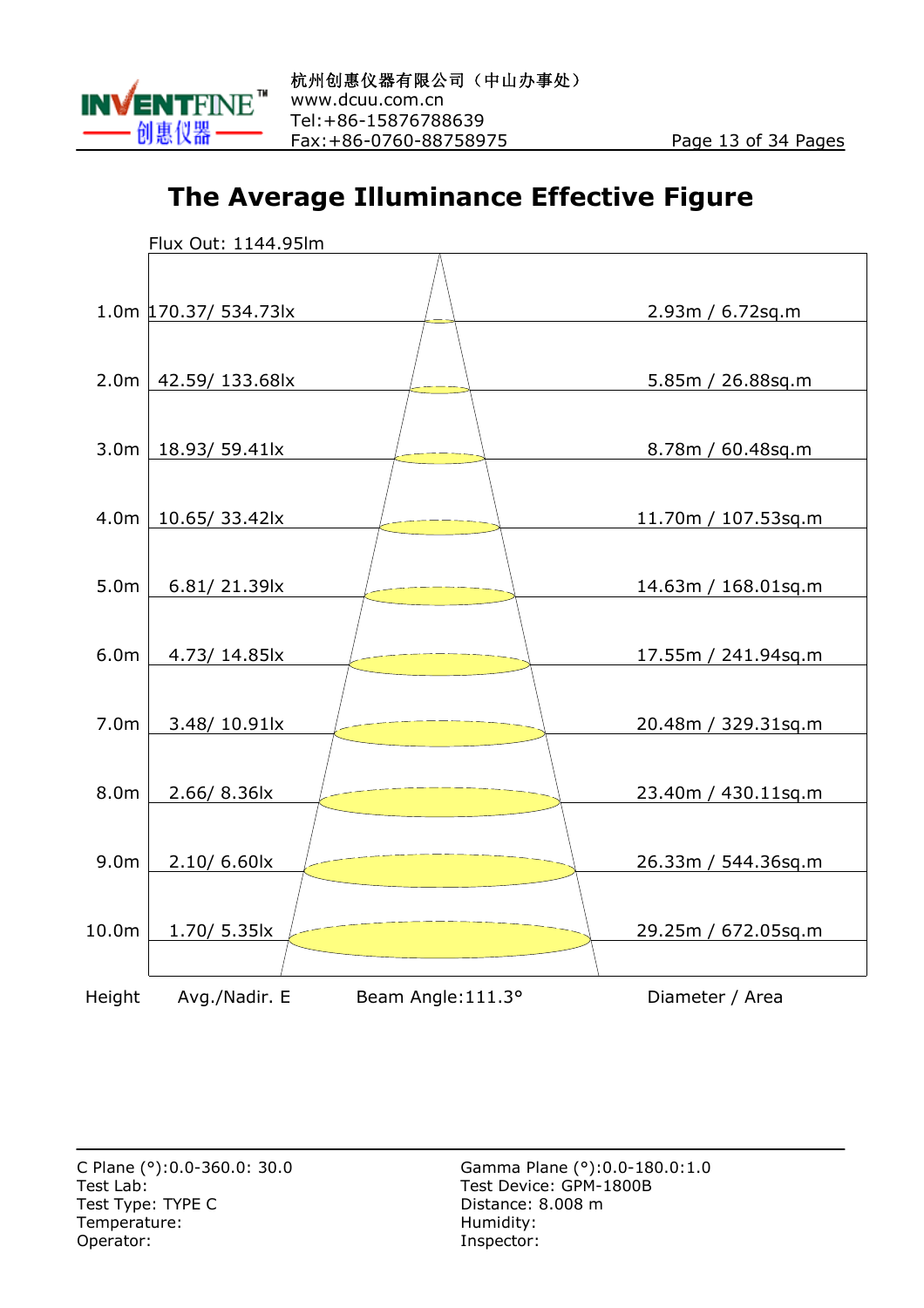# The Average Illuminance Effective Figure

Flux Out: 1144.95lm

| Height | Avg./Nadir. E | Diameter / Area |
|---|---|---|
| 1.0m | 170.37/ 534.73lx | 2.93m / 6.72sq.m |
| 2.0m | 42.59/ 133.68lx | 5.85m / 26.88sq.m |
| 3.0m | 18.93/ 59.41lx | 8.78m / 60.48sq.m |
| 4.0m | 10.65/ 33.42lx | 11.70m / 107.53sq.m |
| 5.0m | 6.81/ 21.39lx | 14.63m / 168.01sq.m |
| 6.0m | 4.73/ 14.85lx | 17.55m / 241.94sq.m |
| 7.0m | 3.48/ 10.91lx | 20.48m / 329.31sq.m |
| 8.0m | 2.66/ 8.36lx | 23.40m / 430.11sq.m |
| 9.0m | 2.10/ 6.60lx | 26.33m / 544.36sq.m |
| 10.0m | 1.70/ 5.35lx | 29.25m / 672.05sq.m |

Beam Angle:111.3°

C Plane (°):0.0-360.0: 30.0
Test Lab:
Test Type: TYPE C
Temperature:
Operator:

Gamma Plane (°):0.0-180.0:1.0
Test Device: GPM-1800B
Distance: 8.008 m
Humidity:
Inspector: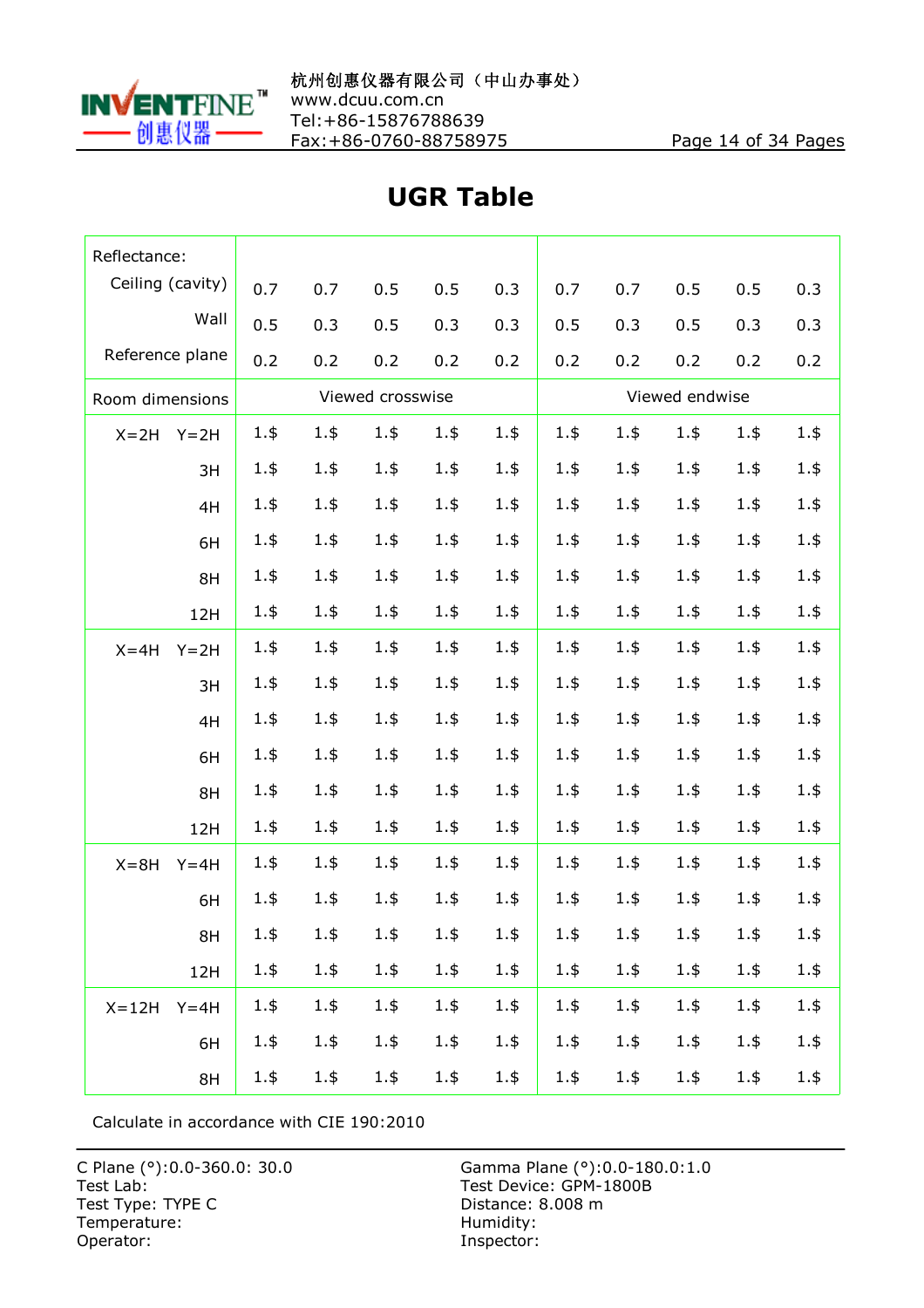# UGR Table

| Reflectance: | | | | | | | | | | |
|---|---|---|---|---|---|---|---|---|---|---|
| Ceiling (cavity) | 0.7 | 0.7 | 0.5 | 0.5 | 0.3 | 0.7 | 0.7 | 0.5 | 0.5 | 0.3 |
| Wall | 0.5 | 0.3 | 0.5 | 0.3 | 0.3 | 0.5 | 0.3 | 0.5 | 0.3 | 0.3 |
| Reference plane | 0.2 | 0.2 | 0.2 | 0.2 | 0.2 | 0.2 | 0.2 | 0.2 | 0.2 | 0.2 |
| Room dimensions | Viewed crosswise | | | | | Viewed endwise | | | | |
| X=2H Y=2H | 1.$ | 1.$ | 1.$ | 1.$ | 1.$ | 1.$ | 1.$ | 1.$ | 1.$ | 1.$ |
| 3H | 1.$ | 1.$ | 1.$ | 1.$ | 1.$ | 1.$ | 1.$ | 1.$ | 1.$ | 1.$ |
| 4H | 1.$ | 1.$ | 1.$ | 1.$ | 1.$ | 1.$ | 1.$ | 1.$ | 1.$ | 1.$ |
| 6H | 1.$ | 1.$ | 1.$ | 1.$ | 1.$ | 1.$ | 1.$ | 1.$ | 1.$ | 1.$ |
| 8H | 1.$ | 1.$ | 1.$ | 1.$ | 1.$ | 1.$ | 1.$ | 1.$ | 1.$ | 1.$ |
| 12H | 1.$ | 1.$ | 1.$ | 1.$ | 1.$ | 1.$ | 1.$ | 1.$ | 1.$ | 1.$ |
| X=4H Y=2H | 1.$ | 1.$ | 1.$ | 1.$ | 1.$ | 1.$ | 1.$ | 1.$ | 1.$ | 1.$ |
| 3H | 1.$ | 1.$ | 1.$ | 1.$ | 1.$ | 1.$ | 1.$ | 1.$ | 1.$ | 1.$ |
| 4H | 1.$ | 1.$ | 1.$ | 1.$ | 1.$ | 1.$ | 1.$ | 1.$ | 1.$ | 1.$ |
| 6H | 1.$ | 1.$ | 1.$ | 1.$ | 1.$ | 1.$ | 1.$ | 1.$ | 1.$ | 1.$ |
| 8H | 1.$ | 1.$ | 1.$ | 1.$ | 1.$ | 1.$ | 1.$ | 1.$ | 1.$ | 1.$ |
| 12H | 1.$ | 1.$ | 1.$ | 1.$ | 1.$ | 1.$ | 1.$ | 1.$ | 1.$ | 1.$ |
| X=8H Y=4H | 1.$ | 1.$ | 1.$ | 1.$ | 1.$ | 1.$ | 1.$ | 1.$ | 1.$ | 1.$ |
| 6H | 1.$ | 1.$ | 1.$ | 1.$ | 1.$ | 1.$ | 1.$ | 1.$ | 1.$ | 1.$ |
| 8H | 1.$ | 1.$ | 1.$ | 1.$ | 1.$ | 1.$ | 1.$ | 1.$ | 1.$ | 1.$ |
| 12H | 1.$ | 1.$ | 1.$ | 1.$ | 1.$ | 1.$ | 1.$ | 1.$ | 1.$ | 1.$ |
| X=12H Y=4H | 1.$ | 1.$ | 1.$ | 1.$ | 1.$ | 1.$ | 1.$ | 1.$ | 1.$ | 1.$ |
| 6H | 1.$ | 1.$ | 1.$ | 1.$ | 1.$ | 1.$ | 1.$ | 1.$ | 1.$ | 1.$ |
| 8H | 1.$ | 1.$ | 1.$ | 1.$ | 1.$ | 1.$ | 1.$ | 1.$ | 1.$ | 1.$ |

Calculate in accordance with CIE 190:2010

C Plane (°):0.0-360.0: 30.0
Gamma Plane (°):0.0-180.0:1.0
Test Lab:
Test Device: GPM-1800B
Test Type: TYPE C
Distance: 8.008 m
Temperature:
Humidity:
Operator:
Inspector: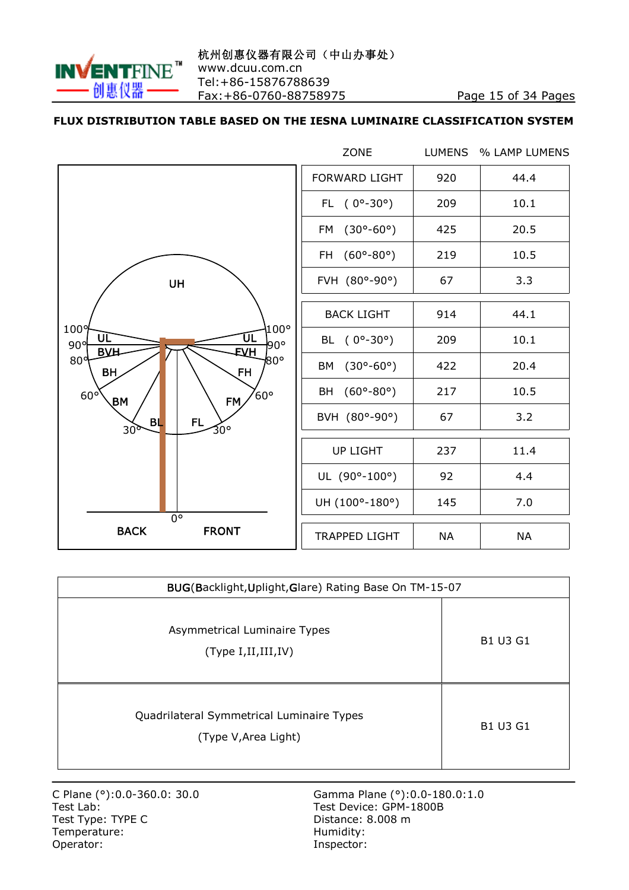杭州创惠仪器有限公司（中山办事处）
www.dcuu.com.cn
Tel:+86-15876788639
Fax:+86-0760-88758975

**FLUX DISTRIBUTION TABLE BASED ON THE IESNA LUMINAIRE CLASSIFICATION SYSTEM**

| ZONE | LUMENS | % LAMP LUMENS |
|---|---|---|
| FORWARD LIGHT | 920 | 44.4 |
| FL ( 0°-30°) | 209 | 10.1 |
| FM (30°-60°) | 425 | 20.5 |
| FH (60°-80°) | 219 | 10.5 |
| FVH (80°-90°) | 67 | 3.3 |
| BACK LIGHT | 914 | 44.1 |
| BL ( 0°-30°) | 209 | 10.1 |
| BM (30°-60°) | 422 | 20.4 |
| BH (60°-80°) | 217 | 10.5 |
| BVH (80°-90°) | 67 | 3.2 |
| UP LIGHT | 237 | 11.4 |
| UL (90°-100°) | 92 | 4.4 |
| UH (100°-180°) | 145 | 7.0 |
| TRAPPED LIGHT | NA | NA |

| BUG(Backlight,Uplight,Glare) Rating Base On TM-15-07 | |
|---|---|
| Asymmetrical Luminaire Types (Type I,II,III,IV) | B1 U3 G1 |
| Quadrilateral Symmetrical Luminaire Types (Type V,Area Light) | B1 U3 G1 |

C Plane (°):0.0-360.0: 30.0
Test Lab:
Test Type: TYPE C
Temperature:
Operator:

Gamma Plane (°):0.0-180.0:1.0
Test Device: GPM-1800B
Distance: 8.008 m
Humidity:
Inspector: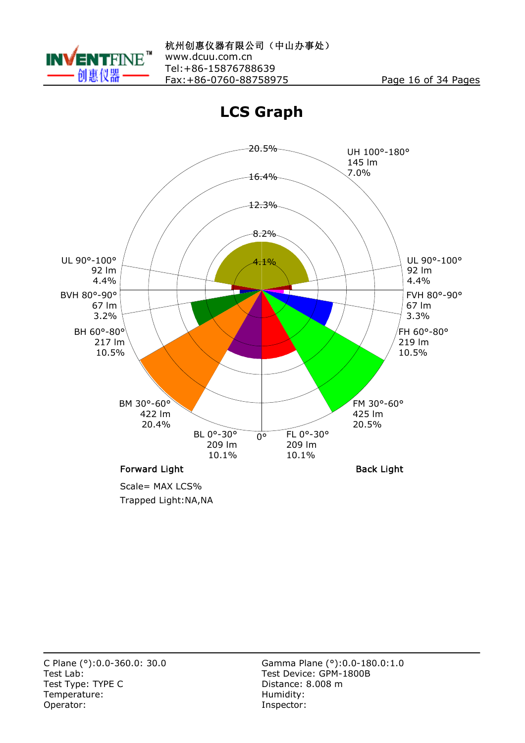# LCS Graph

20.5%
16.4%
12.3%
8.2%
4.1%

UH 100°-180°
145 lm
7.0%

UL 90°-100°
92 lm
4.4%

UL 90°-100°
92 lm
4.4%

BVH 80°-90°
67 lm
3.2%

FVH 80°-90°
67 lm
3.3%

BH 60°-80°
217 lm
10.5%

FH 60°-80°
219 lm
10.5%

BM 30°-60°
422 lm
20.4%

FM 30°-60°
425 lm
20.5%

BL 0°-30°
209 lm
10.1%

0°

FL 0°-30°
209 lm
10.1%

Forward Light

Back Light

Scale= MAX LCS%

Trapped Light:NA,NA

C Plane (°):0.0-360.0: 30.0
Gamma Plane (°):0.0-180.0:1.0
Test Lab:
Test Device: GPM-1800B
Test Type: TYPE C
Distance: 8.008 m
Temperature:
Humidity:
Operator:
Inspector: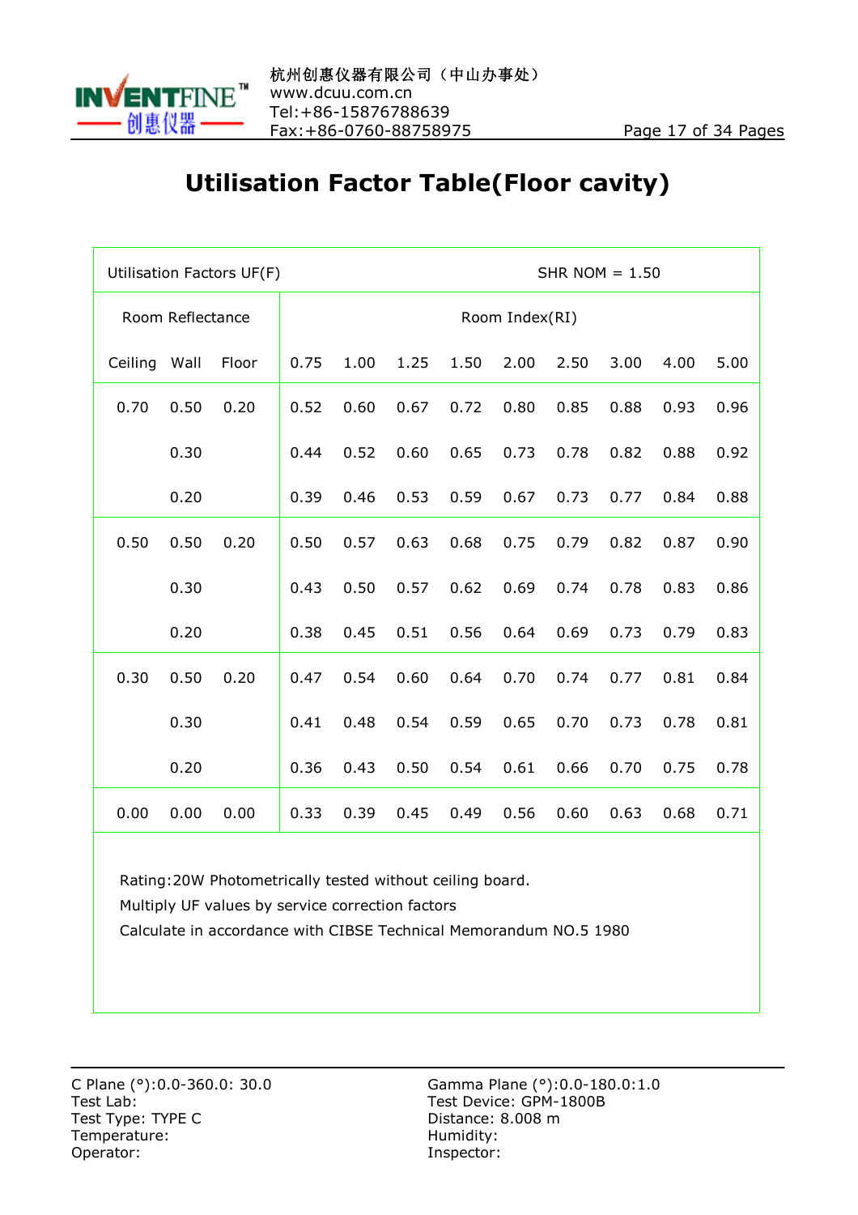# Utilisation Factor Table(Floor cavity)

| Utilisation Factors UF(F) | | | SHR NOM = 1.50 | | | | | | | | |
|---|---|---|---|---|---|---|---|---|---|---|---|
| Room Reflectance | | | Room Index(RI) | | | | | | | | |
| Ceiling | Wall | Floor | 0.75 | 1.00 | 1.25 | 1.50 | 2.00 | 2.50 | 3.00 | 4.00 | 5.00 |
| 0.70 | 0.50 | 0.20 | 0.52 | 0.60 | 0.67 | 0.72 | 0.80 | 0.85 | 0.88 | 0.93 | 0.96 |
| | 0.30 | | 0.44 | 0.52 | 0.60 | 0.65 | 0.73 | 0.78 | 0.82 | 0.88 | 0.92 |
| | 0.20 | | 0.39 | 0.46 | 0.53 | 0.59 | 0.67 | 0.73 | 0.77 | 0.84 | 0.88 |
| 0.50 | 0.50 | 0.20 | 0.50 | 0.57 | 0.63 | 0.68 | 0.75 | 0.79 | 0.82 | 0.87 | 0.90 |
| | 0.30 | | 0.43 | 0.50 | 0.57 | 0.62 | 0.69 | 0.74 | 0.78 | 0.83 | 0.86 |
| | 0.20 | | 0.38 | 0.45 | 0.51 | 0.56 | 0.64 | 0.69 | 0.73 | 0.79 | 0.83 |
| 0.30 | 0.50 | 0.20 | 0.47 | 0.54 | 0.60 | 0.64 | 0.70 | 0.74 | 0.77 | 0.81 | 0.84 |
| | 0.30 | | 0.41 | 0.48 | 0.54 | 0.59 | 0.65 | 0.70 | 0.73 | 0.78 | 0.81 |
| | 0.20 | | 0.36 | 0.43 | 0.50 | 0.54 | 0.61 | 0.66 | 0.70 | 0.75 | 0.78 |
| 0.00 | 0.00 | 0.00 | 0.33 | 0.39 | 0.45 | 0.49 | 0.56 | 0.60 | 0.63 | 0.68 | 0.71 |

Rating:20W Photometrically tested without ceiling board.
Multiply UF values by service correction factors
Calculate in accordance with CIBSE Technical Memorandum NO.5 1980

C Plane (°):0.0-360.0: 30.0
Test Lab:
Test Type: TYPE C
Temperature:
Operator:

Gamma Plane (°):0.0-180.0:1.0
Test Device: GPM-1800B
Distance: 8.008 m
Humidity:
Inspector: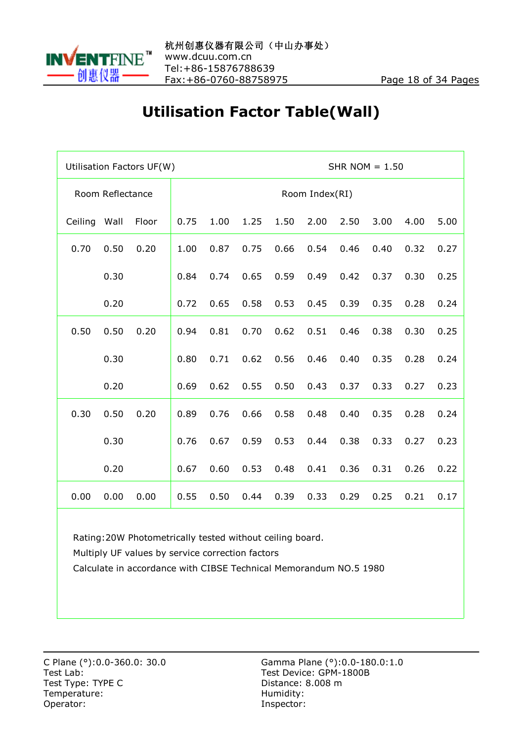# Utilisation Factor Table(Wall)

| Utilisation Factors UF(W) | | | SHR NOM = 1.50 | | | | | | | | |
|---|---|---|---|---|---|---|---|---|---|---|---|
| Room Reflectance | | | Room Index(RI) | | | | | | | | |
| Ceiling | Wall | Floor | 0.75 | 1.00 | 1.25 | 1.50 | 2.00 | 2.50 | 3.00 | 4.00 | 5.00 |
| 0.70 | 0.50 | 0.20 | 1.00 | 0.87 | 0.75 | 0.66 | 0.54 | 0.46 | 0.40 | 0.32 | 0.27 |
| | 0.30 | | 0.84 | 0.74 | 0.65 | 0.59 | 0.49 | 0.42 | 0.37 | 0.30 | 0.25 |
| | 0.20 | | 0.72 | 0.65 | 0.58 | 0.53 | 0.45 | 0.39 | 0.35 | 0.28 | 0.24 |
| 0.50 | 0.50 | 0.20 | 0.94 | 0.81 | 0.70 | 0.62 | 0.51 | 0.46 | 0.38 | 0.30 | 0.25 |
| | 0.30 | | 0.80 | 0.71 | 0.62 | 0.56 | 0.46 | 0.40 | 0.35 | 0.28 | 0.24 |
| | 0.20 | | 0.69 | 0.62 | 0.55 | 0.50 | 0.43 | 0.37 | 0.33 | 0.27 | 0.23 |
| 0.30 | 0.50 | 0.20 | 0.89 | 0.76 | 0.66 | 0.58 | 0.48 | 0.40 | 0.35 | 0.28 | 0.24 |
| | 0.30 | | 0.76 | 0.67 | 0.59 | 0.53 | 0.44 | 0.38 | 0.33 | 0.27 | 0.23 |
| | 0.20 | | 0.67 | 0.60 | 0.53 | 0.48 | 0.41 | 0.36 | 0.31 | 0.26 | 0.22 |
| 0.00 | 0.00 | 0.00 | 0.55 | 0.50 | 0.44 | 0.39 | 0.33 | 0.29 | 0.25 | 0.21 | 0.17 |

Rating:20W Photometrically tested without ceiling board.
Multiply UF values by service correction factors
Calculate in accordance with CIBSE Technical Memorandum NO.5 1980

C Plane (°):0.0-360.0: 30.0
Gamma Plane (°):0.0-180.0:1.0
Test Lab:
Test Device: GPM-1800B
Test Type: TYPE C
Distance: 8.008 m
Temperature:
Humidity:
Operator:
Inspector: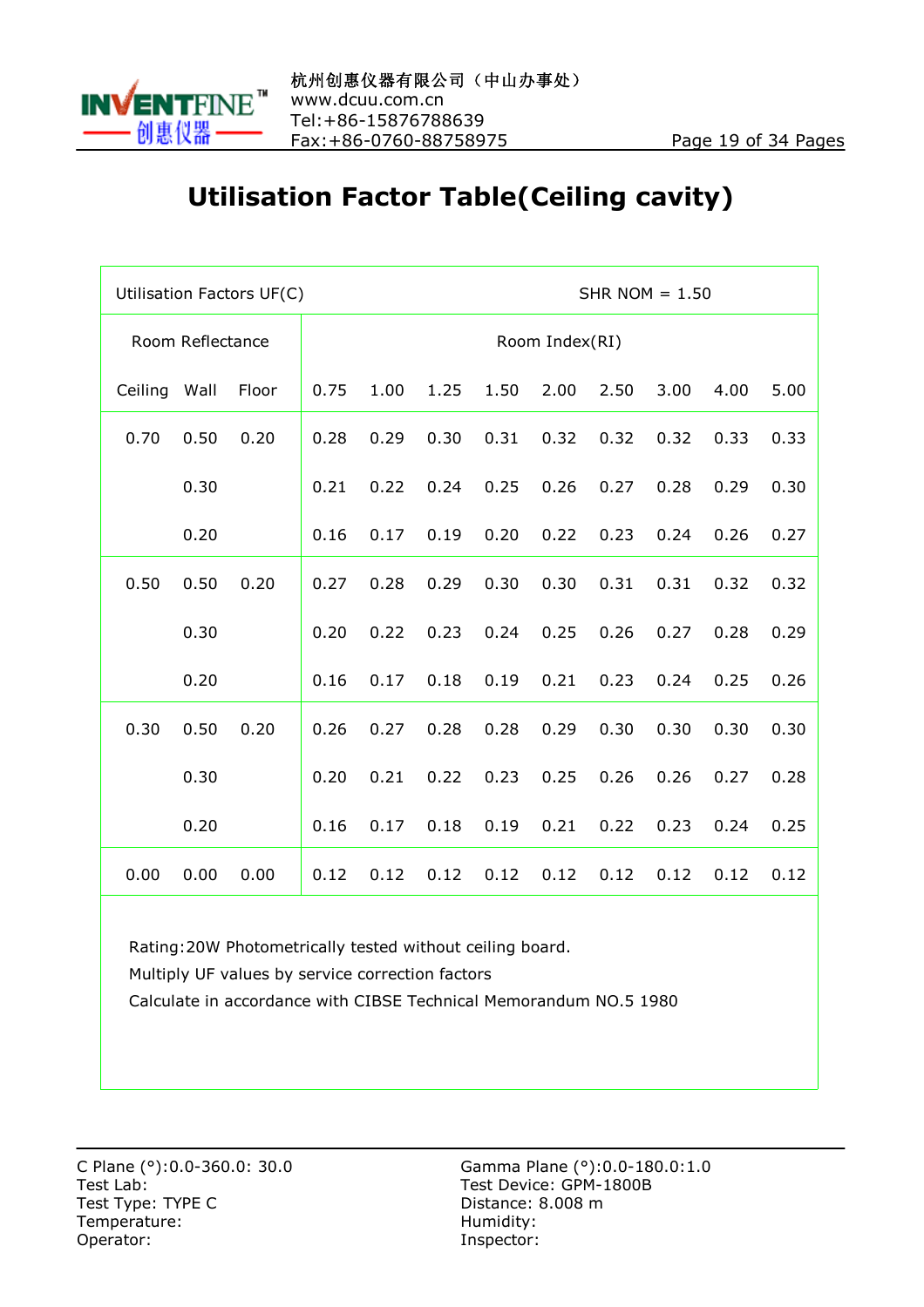# Utilisation Factor Table(Ceiling cavity)

| Utilisation Factors UF(C) | | | SHR NOM = 1.50 | | | | | | | | |
|---|---|---|---|---|---|---|---|---|---|---|---|
| Room Reflectance | | | Room Index(RI) | | | | | | | | |
| Ceiling | Wall | Floor | 0.75 | 1.00 | 1.25 | 1.50 | 2.00 | 2.50 | 3.00 | 4.00 | 5.00 |
| 0.70 | 0.50 | 0.20 | 0.28 | 0.29 | 0.30 | 0.31 | 0.32 | 0.32 | 0.32 | 0.33 | 0.33 |
| | 0.30 | | 0.21 | 0.22 | 0.24 | 0.25 | 0.26 | 0.27 | 0.28 | 0.29 | 0.30 |
| | 0.20 | | 0.16 | 0.17 | 0.19 | 0.20 | 0.22 | 0.23 | 0.24 | 0.26 | 0.27 |
| 0.50 | 0.50 | 0.20 | 0.27 | 0.28 | 0.29 | 0.30 | 0.30 | 0.31 | 0.31 | 0.32 | 0.32 |
| | 0.30 | | 0.20 | 0.22 | 0.23 | 0.24 | 0.25 | 0.26 | 0.27 | 0.28 | 0.29 |
| | 0.20 | | 0.16 | 0.17 | 0.18 | 0.19 | 0.21 | 0.23 | 0.24 | 0.25 | 0.26 |
| 0.30 | 0.50 | 0.20 | 0.26 | 0.27 | 0.28 | 0.28 | 0.29 | 0.30 | 0.30 | 0.30 | 0.30 |
| | 0.30 | | 0.20 | 0.21 | 0.22 | 0.23 | 0.25 | 0.26 | 0.26 | 0.27 | 0.28 |
| | 0.20 | | 0.16 | 0.17 | 0.18 | 0.19 | 0.21 | 0.22 | 0.23 | 0.24 | 0.25 |
| 0.00 | 0.00 | 0.00 | 0.12 | 0.12 | 0.12 | 0.12 | 0.12 | 0.12 | 0.12 | 0.12 | 0.12 |

Rating:20W Photometrically tested without ceiling board.
Multiply UF values by service correction factors
Calculate in accordance with CIBSE Technical Memorandum NO.5 1980

C Plane (°):0.0-360.0: 30.0
Test Lab:
Test Type: TYPE C
Temperature:
Operator:

Gamma Plane (°):0.0-180.0:1.0
Test Device: GPM-1800B
Distance: 8.008 m
Humidity:
Inspector: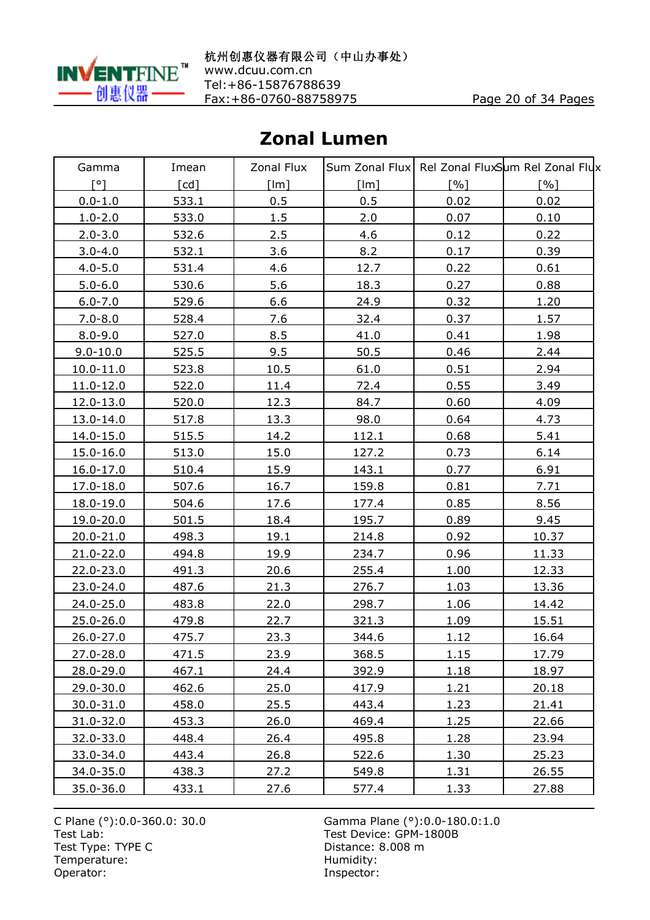## Zonal Lumen

| Gamma [°] | Imean [cd] | Zonal Flux [lm] | Sum Zonal Flux [lm] | Rel Zonal Flux [%] | Sum Rel Zonal Flux [%] |
|---|---|---|---|---|---|
| 0.0-1.0 | 533.1 | 0.5 | 0.5 | 0.02 | 0.02 |
| 1.0-2.0 | 533.0 | 1.5 | 2.0 | 0.07 | 0.10 |
| 2.0-3.0 | 532.6 | 2.5 | 4.6 | 0.12 | 0.22 |
| 3.0-4.0 | 532.1 | 3.6 | 8.2 | 0.17 | 0.39 |
| 4.0-5.0 | 531.4 | 4.6 | 12.7 | 0.22 | 0.61 |
| 5.0-6.0 | 530.6 | 5.6 | 18.3 | 0.27 | 0.88 |
| 6.0-7.0 | 529.6 | 6.6 | 24.9 | 0.32 | 1.20 |
| 7.0-8.0 | 528.4 | 7.6 | 32.4 | 0.37 | 1.57 |
| 8.0-9.0 | 527.0 | 8.5 | 41.0 | 0.41 | 1.98 |
| 9.0-10.0 | 525.5 | 9.5 | 50.5 | 0.46 | 2.44 |
| 10.0-11.0 | 523.8 | 10.5 | 61.0 | 0.51 | 2.94 |
| 11.0-12.0 | 522.0 | 11.4 | 72.4 | 0.55 | 3.49 |
| 12.0-13.0 | 520.0 | 12.3 | 84.7 | 0.60 | 4.09 |
| 13.0-14.0 | 517.8 | 13.3 | 98.0 | 0.64 | 4.73 |
| 14.0-15.0 | 515.5 | 14.2 | 112.1 | 0.68 | 5.41 |
| 15.0-16.0 | 513.0 | 15.0 | 127.2 | 0.73 | 6.14 |
| 16.0-17.0 | 510.4 | 15.9 | 143.1 | 0.77 | 6.91 |
| 17.0-18.0 | 507.6 | 16.7 | 159.8 | 0.81 | 7.71 |
| 18.0-19.0 | 504.6 | 17.6 | 177.4 | 0.85 | 8.56 |
| 19.0-20.0 | 501.5 | 18.4 | 195.7 | 0.89 | 9.45 |
| 20.0-21.0 | 498.3 | 19.1 | 214.8 | 0.92 | 10.37 |
| 21.0-22.0 | 494.8 | 19.9 | 234.7 | 0.96 | 11.33 |
| 22.0-23.0 | 491.3 | 20.6 | 255.4 | 1.00 | 12.33 |
| 23.0-24.0 | 487.6 | 21.3 | 276.7 | 1.03 | 13.36 |
| 24.0-25.0 | 483.8 | 22.0 | 298.7 | 1.06 | 14.42 |
| 25.0-26.0 | 479.8 | 22.7 | 321.3 | 1.09 | 15.51 |
| 26.0-27.0 | 475.7 | 23.3 | 344.6 | 1.12 | 16.64 |
| 27.0-28.0 | 471.5 | 23.9 | 368.5 | 1.15 | 17.79 |
| 28.0-29.0 | 467.1 | 24.4 | 392.9 | 1.18 | 18.97 |
| 29.0-30.0 | 462.6 | 25.0 | 417.9 | 1.21 | 20.18 |
| 30.0-31.0 | 458.0 | 25.5 | 443.4 | 1.23 | 21.41 |
| 31.0-32.0 | 453.3 | 26.0 | 469.4 | 1.25 | 22.66 |
| 32.0-33.0 | 448.4 | 26.4 | 495.8 | 1.28 | 23.94 |
| 33.0-34.0 | 443.4 | 26.8 | 522.6 | 1.30 | 25.23 |
| 34.0-35.0 | 438.3 | 27.2 | 549.8 | 1.31 | 26.55 |
| 35.0-36.0 | 433.1 | 27.6 | 577.4 | 1.33 | 27.88 |

C Plane (°):0.0-360.0: 30.0
Test Lab:
Test Type: TYPE C
Temperature:
Operator:

Gamma Plane (°):0.0-180.0:1.0
Test Device: GPM-1800B
Distance: 8.008 m
Humidity:
Inspector: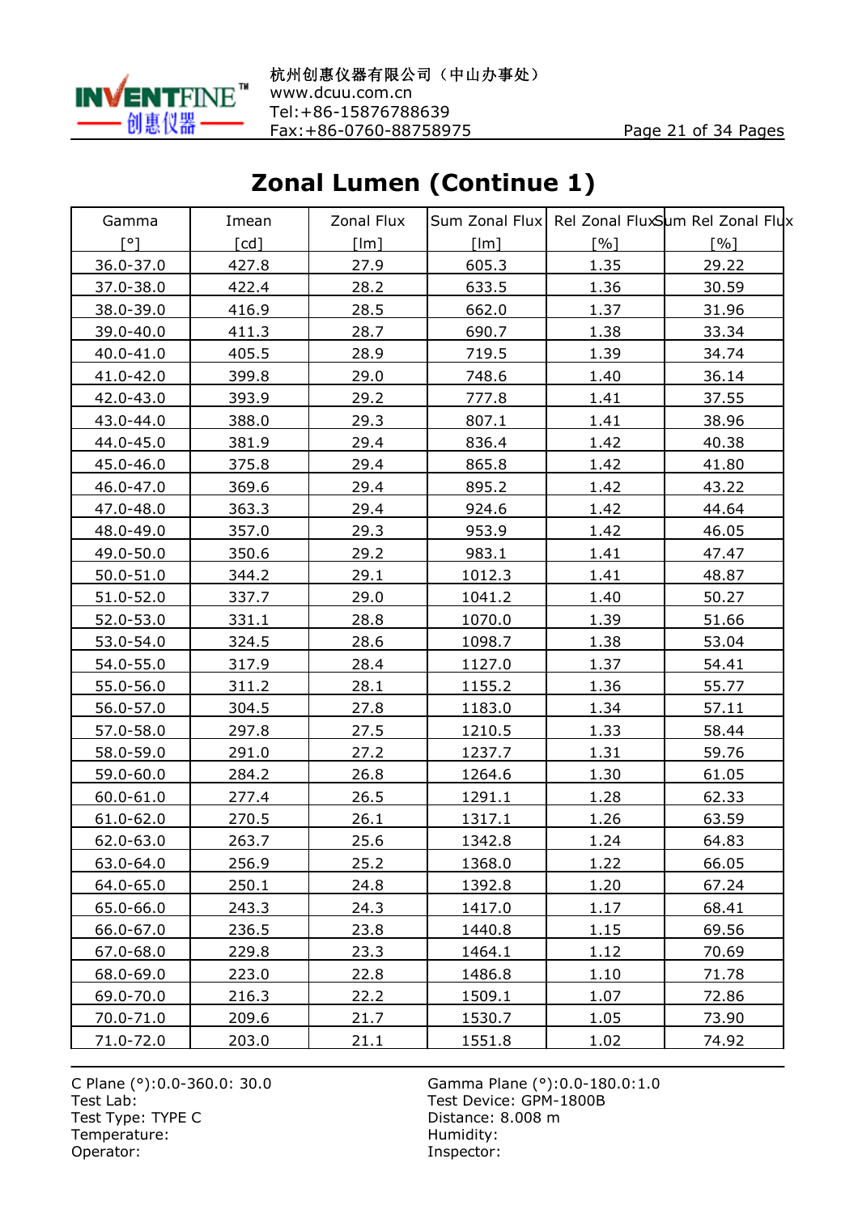# Zonal Lumen (Continue 1)

| Gamma [°] | Imean [cd] | Zonal Flux [lm] | Sum Zonal Flux [lm] | Rel Zonal Flux [%] | Sum Rel Zonal Flux [%] |
|---|---|---|---|---|---|
| 36.0-37.0 | 427.8 | 27.9 | 605.3 | 1.35 | 29.22 |
| 37.0-38.0 | 422.4 | 28.2 | 633.5 | 1.36 | 30.59 |
| 38.0-39.0 | 416.9 | 28.5 | 662.0 | 1.37 | 31.96 |
| 39.0-40.0 | 411.3 | 28.7 | 690.7 | 1.38 | 33.34 |
| 40.0-41.0 | 405.5 | 28.9 | 719.5 | 1.39 | 34.74 |
| 41.0-42.0 | 399.8 | 29.0 | 748.6 | 1.40 | 36.14 |
| 42.0-43.0 | 393.9 | 29.2 | 777.8 | 1.41 | 37.55 |
| 43.0-44.0 | 388.0 | 29.3 | 807.1 | 1.41 | 38.96 |
| 44.0-45.0 | 381.9 | 29.4 | 836.4 | 1.42 | 40.38 |
| 45.0-46.0 | 375.8 | 29.4 | 865.8 | 1.42 | 41.80 |
| 46.0-47.0 | 369.6 | 29.4 | 895.2 | 1.42 | 43.22 |
| 47.0-48.0 | 363.3 | 29.4 | 924.6 | 1.42 | 44.64 |
| 48.0-49.0 | 357.0 | 29.3 | 953.9 | 1.42 | 46.05 |
| 49.0-50.0 | 350.6 | 29.2 | 983.1 | 1.41 | 47.47 |
| 50.0-51.0 | 344.2 | 29.1 | 1012.3 | 1.41 | 48.87 |
| 51.0-52.0 | 337.7 | 29.0 | 1041.2 | 1.40 | 50.27 |
| 52.0-53.0 | 331.1 | 28.8 | 1070.0 | 1.39 | 51.66 |
| 53.0-54.0 | 324.5 | 28.6 | 1098.7 | 1.38 | 53.04 |
| 54.0-55.0 | 317.9 | 28.4 | 1127.0 | 1.37 | 54.41 |
| 55.0-56.0 | 311.2 | 28.1 | 1155.2 | 1.36 | 55.77 |
| 56.0-57.0 | 304.5 | 27.8 | 1183.0 | 1.34 | 57.11 |
| 57.0-58.0 | 297.8 | 27.5 | 1210.5 | 1.33 | 58.44 |
| 58.0-59.0 | 291.0 | 27.2 | 1237.7 | 1.31 | 59.76 |
| 59.0-60.0 | 284.2 | 26.8 | 1264.6 | 1.30 | 61.05 |
| 60.0-61.0 | 277.4 | 26.5 | 1291.1 | 1.28 | 62.33 |
| 61.0-62.0 | 270.5 | 26.1 | 1317.1 | 1.26 | 63.59 |
| 62.0-63.0 | 263.7 | 25.6 | 1342.8 | 1.24 | 64.83 |
| 63.0-64.0 | 256.9 | 25.2 | 1368.0 | 1.22 | 66.05 |
| 64.0-65.0 | 250.1 | 24.8 | 1392.8 | 1.20 | 67.24 |
| 65.0-66.0 | 243.3 | 24.3 | 1417.0 | 1.17 | 68.41 |
| 66.0-67.0 | 236.5 | 23.8 | 1440.8 | 1.15 | 69.56 |
| 67.0-68.0 | 229.8 | 23.3 | 1464.1 | 1.12 | 70.69 |
| 68.0-69.0 | 223.0 | 22.8 | 1486.8 | 1.10 | 71.78 |
| 69.0-70.0 | 216.3 | 22.2 | 1509.1 | 1.07 | 72.86 |
| 70.0-71.0 | 209.6 | 21.7 | 1530.7 | 1.05 | 73.90 |
| 71.0-72.0 | 203.0 | 21.1 | 1551.8 | 1.02 | 74.92 |

C Plane (°):0.0-360.0: 30.0
Gamma Plane (°):0.0-180.0:1.0
Test Lab:
Test Device: GPM-1800B
Test Type: TYPE C
Distance: 8.008 m
Temperature:
Humidity:
Operator:
Inspector: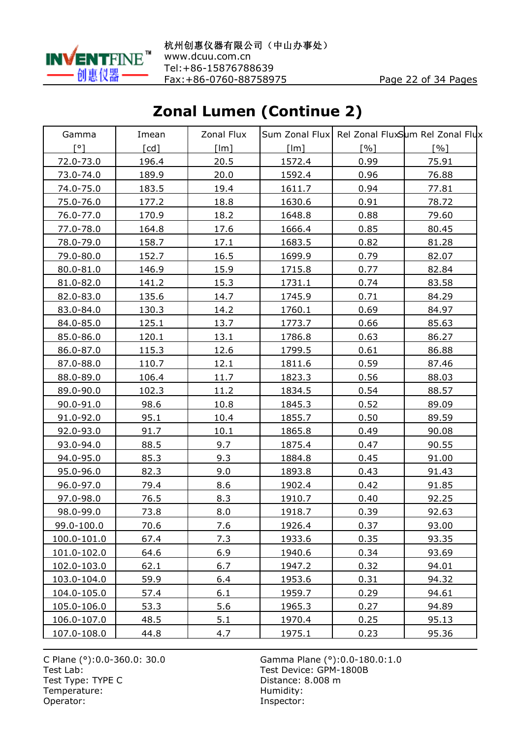## Zonal Lumen (Continue 2)

| Gamma [°] | Imean [cd] | Zonal Flux [lm] | Sum Zonal Flux [lm] | Rel Zonal Flux [%] | Sum Rel Zonal Flux [%] |
|---|---|---|---|---|---|
| 72.0-73.0 | 196.4 | 20.5 | 1572.4 | 0.99 | 75.91 |
| 73.0-74.0 | 189.9 | 20.0 | 1592.4 | 0.96 | 76.88 |
| 74.0-75.0 | 183.5 | 19.4 | 1611.7 | 0.94 | 77.81 |
| 75.0-76.0 | 177.2 | 18.8 | 1630.6 | 0.91 | 78.72 |
| 76.0-77.0 | 170.9 | 18.2 | 1648.8 | 0.88 | 79.60 |
| 77.0-78.0 | 164.8 | 17.6 | 1666.4 | 0.85 | 80.45 |
| 78.0-79.0 | 158.7 | 17.1 | 1683.5 | 0.82 | 81.28 |
| 79.0-80.0 | 152.7 | 16.5 | 1699.9 | 0.79 | 82.07 |
| 80.0-81.0 | 146.9 | 15.9 | 1715.8 | 0.77 | 82.84 |
| 81.0-82.0 | 141.2 | 15.3 | 1731.1 | 0.74 | 83.58 |
| 82.0-83.0 | 135.6 | 14.7 | 1745.9 | 0.71 | 84.29 |
| 83.0-84.0 | 130.3 | 14.2 | 1760.1 | 0.69 | 84.97 |
| 84.0-85.0 | 125.1 | 13.7 | 1773.7 | 0.66 | 85.63 |
| 85.0-86.0 | 120.1 | 13.1 | 1786.8 | 0.63 | 86.27 |
| 86.0-87.0 | 115.3 | 12.6 | 1799.5 | 0.61 | 86.88 |
| 87.0-88.0 | 110.7 | 12.1 | 1811.6 | 0.59 | 87.46 |
| 88.0-89.0 | 106.4 | 11.7 | 1823.3 | 0.56 | 88.03 |
| 89.0-90.0 | 102.3 | 11.2 | 1834.5 | 0.54 | 88.57 |
| 90.0-91.0 | 98.6 | 10.8 | 1845.3 | 0.52 | 89.09 |
| 91.0-92.0 | 95.1 | 10.4 | 1855.7 | 0.50 | 89.59 |
| 92.0-93.0 | 91.7 | 10.1 | 1865.8 | 0.49 | 90.08 |
| 93.0-94.0 | 88.5 | 9.7 | 1875.4 | 0.47 | 90.55 |
| 94.0-95.0 | 85.3 | 9.3 | 1884.8 | 0.45 | 91.00 |
| 95.0-96.0 | 82.3 | 9.0 | 1893.8 | 0.43 | 91.43 |
| 96.0-97.0 | 79.4 | 8.6 | 1902.4 | 0.42 | 91.85 |
| 97.0-98.0 | 76.5 | 8.3 | 1910.7 | 0.40 | 92.25 |
| 98.0-99.0 | 73.8 | 8.0 | 1918.7 | 0.39 | 92.63 |
| 99.0-100.0 | 70.6 | 7.6 | 1926.4 | 0.37 | 93.00 |
| 100.0-101.0 | 67.4 | 7.3 | 1933.6 | 0.35 | 93.35 |
| 101.0-102.0 | 64.6 | 6.9 | 1940.6 | 0.34 | 93.69 |
| 102.0-103.0 | 62.1 | 6.7 | 1947.2 | 0.32 | 94.01 |
| 103.0-104.0 | 59.9 | 6.4 | 1953.6 | 0.31 | 94.32 |
| 104.0-105.0 | 57.4 | 6.1 | 1959.7 | 0.29 | 94.61 |
| 105.0-106.0 | 53.3 | 5.6 | 1965.3 | 0.27 | 94.89 |
| 106.0-107.0 | 48.5 | 5.1 | 1970.4 | 0.25 | 95.13 |
| 107.0-108.0 | 44.8 | 4.7 | 1975.1 | 0.23 | 95.36 |

C Plane (°):0.0-360.0: 30.0
Test Lab:
Test Type: TYPE C
Temperature:
Operator:

Gamma Plane (°):0.0-180.0:1.0
Test Device: GPM-1800B
Distance: 8.008 m
Humidity:
Inspector: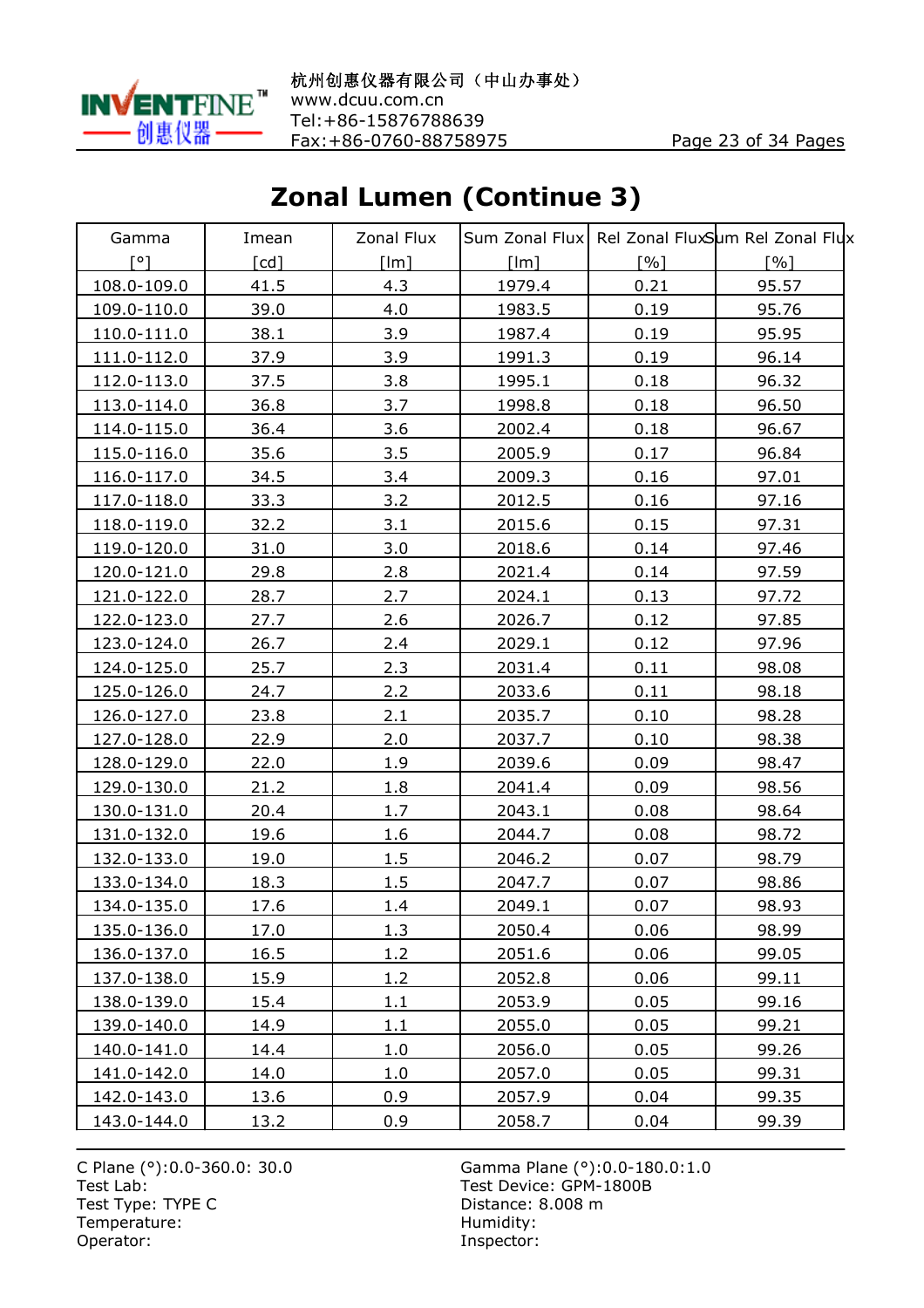## Zonal Lumen (Continue 3)

| Gamma [°] | Imean [cd] | Zonal Flux [lm] | Sum Zonal Flux [lm] | Rel Zonal Flux [%] | Sum Rel Zonal Flux [%] |
|---|---|---|---|---|---|
| 108.0-109.0 | 41.5 | 4.3 | 1979.4 | 0.21 | 95.57 |
| 109.0-110.0 | 39.0 | 4.0 | 1983.5 | 0.19 | 95.76 |
| 110.0-111.0 | 38.1 | 3.9 | 1987.4 | 0.19 | 95.95 |
| 111.0-112.0 | 37.9 | 3.9 | 1991.3 | 0.19 | 96.14 |
| 112.0-113.0 | 37.5 | 3.8 | 1995.1 | 0.18 | 96.32 |
| 113.0-114.0 | 36.8 | 3.7 | 1998.8 | 0.18 | 96.50 |
| 114.0-115.0 | 36.4 | 3.6 | 2002.4 | 0.18 | 96.67 |
| 115.0-116.0 | 35.6 | 3.5 | 2005.9 | 0.17 | 96.84 |
| 116.0-117.0 | 34.5 | 3.4 | 2009.3 | 0.16 | 97.01 |
| 117.0-118.0 | 33.3 | 3.2 | 2012.5 | 0.16 | 97.16 |
| 118.0-119.0 | 32.2 | 3.1 | 2015.6 | 0.15 | 97.31 |
| 119.0-120.0 | 31.0 | 3.0 | 2018.6 | 0.14 | 97.46 |
| 120.0-121.0 | 29.8 | 2.8 | 2021.4 | 0.14 | 97.59 |
| 121.0-122.0 | 28.7 | 2.7 | 2024.1 | 0.13 | 97.72 |
| 122.0-123.0 | 27.7 | 2.6 | 2026.7 | 0.12 | 97.85 |
| 123.0-124.0 | 26.7 | 2.4 | 2029.1 | 0.12 | 97.96 |
| 124.0-125.0 | 25.7 | 2.3 | 2031.4 | 0.11 | 98.08 |
| 125.0-126.0 | 24.7 | 2.2 | 2033.6 | 0.11 | 98.18 |
| 126.0-127.0 | 23.8 | 2.1 | 2035.7 | 0.10 | 98.28 |
| 127.0-128.0 | 22.9 | 2.0 | 2037.7 | 0.10 | 98.38 |
| 128.0-129.0 | 22.0 | 1.9 | 2039.6 | 0.09 | 98.47 |
| 129.0-130.0 | 21.2 | 1.8 | 2041.4 | 0.09 | 98.56 |
| 130.0-131.0 | 20.4 | 1.7 | 2043.1 | 0.08 | 98.64 |
| 131.0-132.0 | 19.6 | 1.6 | 2044.7 | 0.08 | 98.72 |
| 132.0-133.0 | 19.0 | 1.5 | 2046.2 | 0.07 | 98.79 |
| 133.0-134.0 | 18.3 | 1.5 | 2047.7 | 0.07 | 98.86 |
| 134.0-135.0 | 17.6 | 1.4 | 2049.1 | 0.07 | 98.93 |
| 135.0-136.0 | 17.0 | 1.3 | 2050.4 | 0.06 | 98.99 |
| 136.0-137.0 | 16.5 | 1.2 | 2051.6 | 0.06 | 99.05 |
| 137.0-138.0 | 15.9 | 1.2 | 2052.8 | 0.06 | 99.11 |
| 138.0-139.0 | 15.4 | 1.1 | 2053.9 | 0.05 | 99.16 |
| 139.0-140.0 | 14.9 | 1.1 | 2055.0 | 0.05 | 99.21 |
| 140.0-141.0 | 14.4 | 1.0 | 2056.0 | 0.05 | 99.26 |
| 141.0-142.0 | 14.0 | 1.0 | 2057.0 | 0.05 | 99.31 |
| 142.0-143.0 | 13.6 | 0.9 | 2057.9 | 0.04 | 99.35 |
| 143.0-144.0 | 13.2 | 0.9 | 2058.7 | 0.04 | 99.39 |

C Plane (°):0.0-360.0: 30.0
Test Lab:
Test Type: TYPE C
Temperature:
Operator:

Gamma Plane (°):0.0-180.0:1.0
Test Device: GPM-1800B
Distance: 8.008 m
Humidity:
Inspector: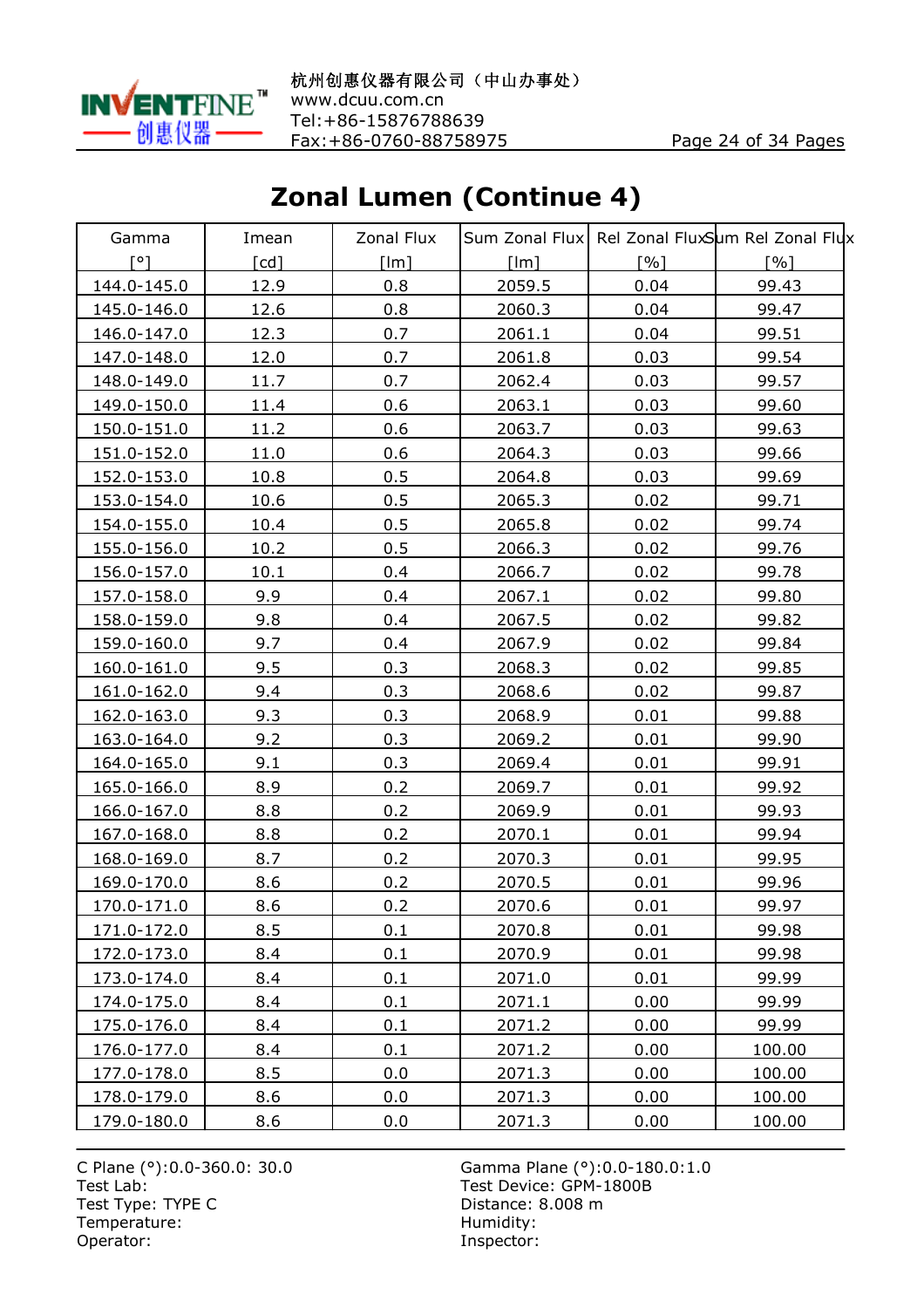## Zonal Lumen (Continue 4)

| Gamma [°] | Imean [cd] | Zonal Flux [lm] | Sum Zonal Flux [lm] | Rel Zonal Flux [%] | Sum Rel Zonal Flux [%] |
|---|---|---|---|---|---|
| 144.0-145.0 | 12.9 | 0.8 | 2059.5 | 0.04 | 99.43 |
| 145.0-146.0 | 12.6 | 0.8 | 2060.3 | 0.04 | 99.47 |
| 146.0-147.0 | 12.3 | 0.7 | 2061.1 | 0.04 | 99.51 |
| 147.0-148.0 | 12.0 | 0.7 | 2061.8 | 0.03 | 99.54 |
| 148.0-149.0 | 11.7 | 0.7 | 2062.4 | 0.03 | 99.57 |
| 149.0-150.0 | 11.4 | 0.6 | 2063.1 | 0.03 | 99.60 |
| 150.0-151.0 | 11.2 | 0.6 | 2063.7 | 0.03 | 99.63 |
| 151.0-152.0 | 11.0 | 0.6 | 2064.3 | 0.03 | 99.66 |
| 152.0-153.0 | 10.8 | 0.5 | 2064.8 | 0.03 | 99.69 |
| 153.0-154.0 | 10.6 | 0.5 | 2065.3 | 0.02 | 99.71 |
| 154.0-155.0 | 10.4 | 0.5 | 2065.8 | 0.02 | 99.74 |
| 155.0-156.0 | 10.2 | 0.5 | 2066.3 | 0.02 | 99.76 |
| 156.0-157.0 | 10.1 | 0.4 | 2066.7 | 0.02 | 99.78 |
| 157.0-158.0 | 9.9 | 0.4 | 2067.1 | 0.02 | 99.80 |
| 158.0-159.0 | 9.8 | 0.4 | 2067.5 | 0.02 | 99.82 |
| 159.0-160.0 | 9.7 | 0.4 | 2067.9 | 0.02 | 99.84 |
| 160.0-161.0 | 9.5 | 0.3 | 2068.3 | 0.02 | 99.85 |
| 161.0-162.0 | 9.4 | 0.3 | 2068.6 | 0.02 | 99.87 |
| 162.0-163.0 | 9.3 | 0.3 | 2068.9 | 0.01 | 99.88 |
| 163.0-164.0 | 9.2 | 0.3 | 2069.2 | 0.01 | 99.90 |
| 164.0-165.0 | 9.1 | 0.3 | 2069.4 | 0.01 | 99.91 |
| 165.0-166.0 | 8.9 | 0.2 | 2069.7 | 0.01 | 99.92 |
| 166.0-167.0 | 8.8 | 0.2 | 2069.9 | 0.01 | 99.93 |
| 167.0-168.0 | 8.8 | 0.2 | 2070.1 | 0.01 | 99.94 |
| 168.0-169.0 | 8.7 | 0.2 | 2070.3 | 0.01 | 99.95 |
| 169.0-170.0 | 8.6 | 0.2 | 2070.5 | 0.01 | 99.96 |
| 170.0-171.0 | 8.6 | 0.2 | 2070.6 | 0.01 | 99.97 |
| 171.0-172.0 | 8.5 | 0.1 | 2070.8 | 0.01 | 99.98 |
| 172.0-173.0 | 8.4 | 0.1 | 2070.9 | 0.01 | 99.98 |
| 173.0-174.0 | 8.4 | 0.1 | 2071.0 | 0.01 | 99.99 |
| 174.0-175.0 | 8.4 | 0.1 | 2071.1 | 0.00 | 99.99 |
| 175.0-176.0 | 8.4 | 0.1 | 2071.2 | 0.00 | 99.99 |
| 176.0-177.0 | 8.4 | 0.1 | 2071.2 | 0.00 | 100.00 |
| 177.0-178.0 | 8.5 | 0.0 | 2071.3 | 0.00 | 100.00 |
| 178.0-179.0 | 8.6 | 0.0 | 2071.3 | 0.00 | 100.00 |
| 179.0-180.0 | 8.6 | 0.0 | 2071.3 | 0.00 | 100.00 |

C Plane (°):0.0-360.0: 30.0
Test Lab:
Test Type: TYPE C
Temperature:
Operator:

Gamma Plane (°):0.0-180.0:1.0
Test Device: GPM-1800B
Distance: 8.008 m
Humidity:
Inspector: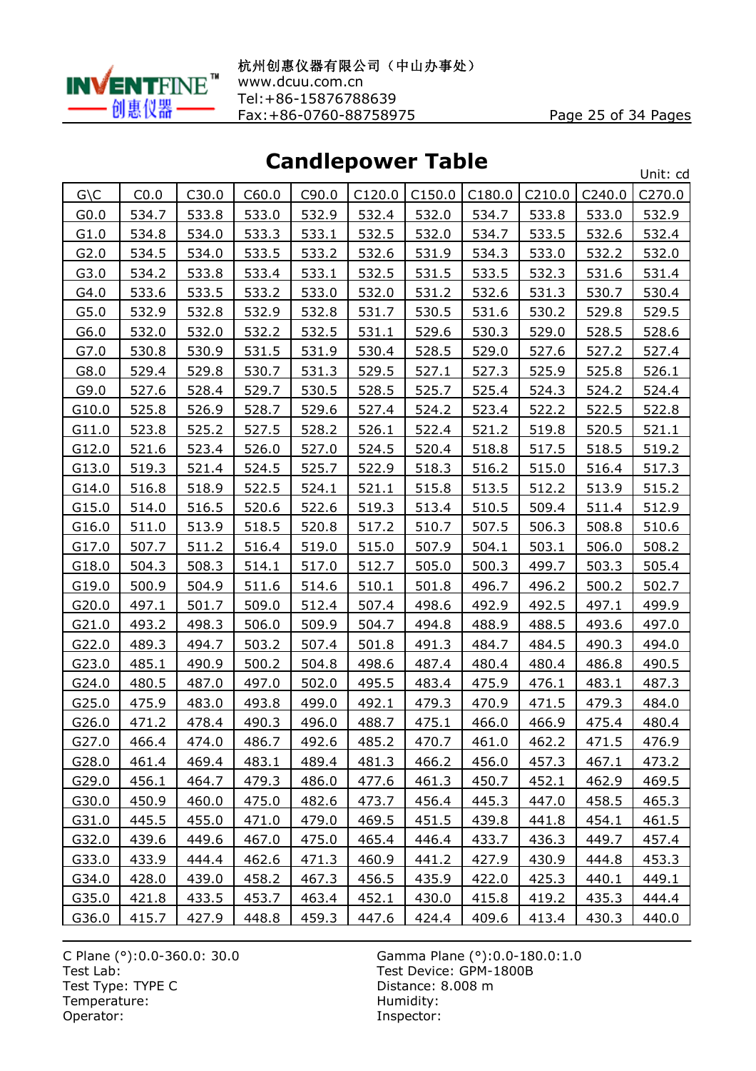## Candlepower Table

Unit: cd

| G\C | C0.0 | C30.0 | C60.0 | C90.0 | C120.0 | C150.0 | C180.0 | C210.0 | C240.0 | C270.0 |
|---|---|---|---|---|---|---|---|---|---|---|
| G0.0 | 534.7 | 533.8 | 533.0 | 532.9 | 532.4 | 532.0 | 534.7 | 533.8 | 533.0 | 532.9 |
| G1.0 | 534.8 | 534.0 | 533.3 | 533.1 | 532.5 | 532.0 | 534.7 | 533.5 | 532.6 | 532.4 |
| G2.0 | 534.5 | 534.0 | 533.5 | 533.2 | 532.6 | 531.9 | 534.3 | 533.0 | 532.2 | 532.0 |
| G3.0 | 534.2 | 533.8 | 533.4 | 533.1 | 532.5 | 531.5 | 533.5 | 532.3 | 531.6 | 531.4 |
| G4.0 | 533.6 | 533.5 | 533.2 | 533.0 | 532.0 | 531.2 | 532.6 | 531.3 | 530.7 | 530.4 |
| G5.0 | 532.9 | 532.8 | 532.9 | 532.8 | 531.7 | 530.5 | 531.6 | 530.2 | 529.8 | 529.5 |
| G6.0 | 532.0 | 532.0 | 532.2 | 532.5 | 531.1 | 529.6 | 530.3 | 529.0 | 528.5 | 528.6 |
| G7.0 | 530.8 | 530.9 | 531.5 | 531.9 | 530.4 | 528.5 | 529.0 | 527.6 | 527.2 | 527.4 |
| G8.0 | 529.4 | 529.8 | 530.7 | 531.3 | 529.5 | 527.1 | 527.3 | 525.9 | 525.8 | 526.1 |
| G9.0 | 527.6 | 528.4 | 529.7 | 530.5 | 528.5 | 525.7 | 525.4 | 524.3 | 524.2 | 524.4 |
| G10.0 | 525.8 | 526.9 | 528.7 | 529.6 | 527.4 | 524.2 | 523.4 | 522.2 | 522.5 | 522.8 |
| G11.0 | 523.8 | 525.2 | 527.5 | 528.2 | 526.1 | 522.4 | 521.2 | 519.8 | 520.5 | 521.1 |
| G12.0 | 521.6 | 523.4 | 526.0 | 527.0 | 524.5 | 520.4 | 518.8 | 517.5 | 518.5 | 519.2 |
| G13.0 | 519.3 | 521.4 | 524.5 | 525.7 | 522.9 | 518.3 | 516.2 | 515.0 | 516.4 | 517.3 |
| G14.0 | 516.8 | 518.9 | 522.5 | 524.1 | 521.1 | 515.8 | 513.5 | 512.2 | 513.9 | 515.2 |
| G15.0 | 514.0 | 516.5 | 520.6 | 522.6 | 519.3 | 513.4 | 510.5 | 509.4 | 511.4 | 512.9 |
| G16.0 | 511.0 | 513.9 | 518.5 | 520.8 | 517.2 | 510.7 | 507.5 | 506.3 | 508.8 | 510.6 |
| G17.0 | 507.7 | 511.2 | 516.4 | 519.0 | 515.0 | 507.9 | 504.1 | 503.1 | 506.0 | 508.2 |
| G18.0 | 504.3 | 508.3 | 514.1 | 517.0 | 512.7 | 505.0 | 500.3 | 499.7 | 503.3 | 505.4 |
| G19.0 | 500.9 | 504.9 | 511.6 | 514.6 | 510.1 | 501.8 | 496.7 | 496.2 | 500.2 | 502.7 |
| G20.0 | 497.1 | 501.7 | 509.0 | 512.4 | 507.4 | 498.6 | 492.9 | 492.5 | 497.1 | 499.9 |
| G21.0 | 493.2 | 498.3 | 506.0 | 509.9 | 504.7 | 494.8 | 488.9 | 488.5 | 493.6 | 497.0 |
| G22.0 | 489.3 | 494.7 | 503.2 | 507.4 | 501.8 | 491.3 | 484.7 | 484.5 | 490.3 | 494.0 |
| G23.0 | 485.1 | 490.9 | 500.2 | 504.8 | 498.6 | 487.4 | 480.4 | 480.4 | 486.8 | 490.5 |
| G24.0 | 480.5 | 487.0 | 497.0 | 502.0 | 495.5 | 483.4 | 475.9 | 476.1 | 483.1 | 487.3 |
| G25.0 | 475.9 | 483.0 | 493.8 | 499.0 | 492.1 | 479.3 | 470.9 | 471.5 | 479.3 | 484.0 |
| G26.0 | 471.2 | 478.4 | 490.3 | 496.0 | 488.7 | 475.1 | 466.0 | 466.9 | 475.4 | 480.4 |
| G27.0 | 466.4 | 474.0 | 486.7 | 492.6 | 485.2 | 470.7 | 461.0 | 462.2 | 471.5 | 476.9 |
| G28.0 | 461.4 | 469.4 | 483.1 | 489.4 | 481.3 | 466.2 | 456.0 | 457.3 | 467.1 | 473.2 |
| G29.0 | 456.1 | 464.7 | 479.3 | 486.0 | 477.6 | 461.3 | 450.7 | 452.1 | 462.9 | 469.5 |
| G30.0 | 450.9 | 460.0 | 475.0 | 482.6 | 473.7 | 456.4 | 445.3 | 447.0 | 458.5 | 465.3 |
| G31.0 | 445.5 | 455.0 | 471.0 | 479.0 | 469.5 | 451.5 | 439.8 | 441.8 | 454.1 | 461.5 |
| G32.0 | 439.6 | 449.6 | 467.0 | 475.0 | 465.4 | 446.4 | 433.7 | 436.3 | 449.7 | 457.4 |
| G33.0 | 433.9 | 444.4 | 462.6 | 471.3 | 460.9 | 441.2 | 427.9 | 430.9 | 444.8 | 453.3 |
| G34.0 | 428.0 | 439.0 | 458.2 | 467.3 | 456.5 | 435.9 | 422.0 | 425.3 | 440.1 | 449.1 |
| G35.0 | 421.8 | 433.5 | 453.7 | 463.4 | 452.1 | 430.0 | 415.8 | 419.2 | 435.3 | 444.4 |
| G36.0 | 415.7 | 427.9 | 448.8 | 459.3 | 447.6 | 424.4 | 409.6 | 413.4 | 430.3 | 440.0 |

C Plane (°):0.0-360.0: 30.0
Test Lab:
Test Type: TYPE C
Temperature:
Operator:

Gamma Plane (°):0.0-180.0:1.0
Test Device: GPM-1800B
Distance: 8.008 m
Humidity:
Inspector: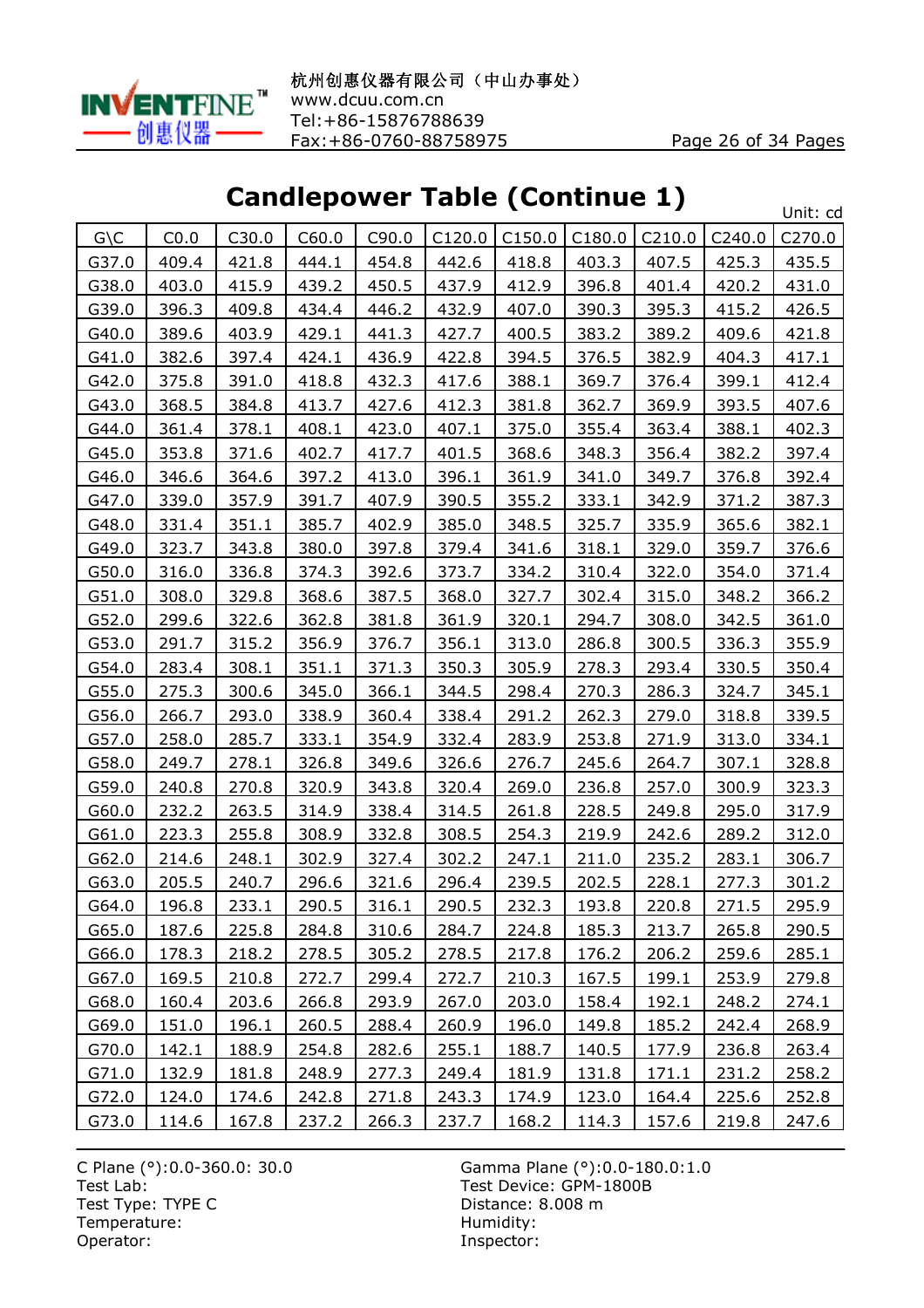## Candlepower Table (Continue 1)

Unit: cd

| G\C | C0.0 | C30.0 | C60.0 | C90.0 | C120.0 | C150.0 | C180.0 | C210.0 | C240.0 | C270.0 |
|---|---|---|---|---|---|---|---|---|---|---|
| G37.0 | 409.4 | 421.8 | 444.1 | 454.8 | 442.6 | 418.8 | 403.3 | 407.5 | 425.3 | 435.5 |
| G38.0 | 403.0 | 415.9 | 439.2 | 450.5 | 437.9 | 412.9 | 396.8 | 401.4 | 420.2 | 431.0 |
| G39.0 | 396.3 | 409.8 | 434.4 | 446.2 | 432.9 | 407.0 | 390.3 | 395.3 | 415.2 | 426.5 |
| G40.0 | 389.6 | 403.9 | 429.1 | 441.3 | 427.7 | 400.5 | 383.2 | 389.2 | 409.6 | 421.8 |
| G41.0 | 382.6 | 397.4 | 424.1 | 436.9 | 422.8 | 394.5 | 376.5 | 382.9 | 404.3 | 417.1 |
| G42.0 | 375.8 | 391.0 | 418.8 | 432.3 | 417.6 | 388.1 | 369.7 | 376.4 | 399.1 | 412.4 |
| G43.0 | 368.5 | 384.8 | 413.7 | 427.6 | 412.3 | 381.8 | 362.7 | 369.9 | 393.5 | 407.6 |
| G44.0 | 361.4 | 378.1 | 408.1 | 423.0 | 407.1 | 375.0 | 355.4 | 363.4 | 388.1 | 402.3 |
| G45.0 | 353.8 | 371.6 | 402.7 | 417.7 | 401.5 | 368.6 | 348.3 | 356.4 | 382.2 | 397.4 |
| G46.0 | 346.6 | 364.6 | 397.2 | 413.0 | 396.1 | 361.9 | 341.0 | 349.7 | 376.8 | 392.4 |
| G47.0 | 339.0 | 357.9 | 391.7 | 407.9 | 390.5 | 355.2 | 333.1 | 342.9 | 371.2 | 387.3 |
| G48.0 | 331.4 | 351.1 | 385.7 | 402.9 | 385.0 | 348.5 | 325.7 | 335.9 | 365.6 | 382.1 |
| G49.0 | 323.7 | 343.8 | 380.0 | 397.8 | 379.4 | 341.6 | 318.1 | 329.0 | 359.7 | 376.6 |
| G50.0 | 316.0 | 336.8 | 374.3 | 392.6 | 373.7 | 334.2 | 310.4 | 322.0 | 354.0 | 371.4 |
| G51.0 | 308.0 | 329.8 | 368.6 | 387.5 | 368.0 | 327.7 | 302.4 | 315.0 | 348.2 | 366.2 |
| G52.0 | 299.6 | 322.6 | 362.8 | 381.8 | 361.9 | 320.1 | 294.7 | 308.0 | 342.5 | 361.0 |
| G53.0 | 291.7 | 315.2 | 356.9 | 376.7 | 356.1 | 313.0 | 286.8 | 300.5 | 336.3 | 355.9 |
| G54.0 | 283.4 | 308.1 | 351.1 | 371.3 | 350.3 | 305.9 | 278.3 | 293.4 | 330.5 | 350.4 |
| G55.0 | 275.3 | 300.6 | 345.0 | 366.1 | 344.5 | 298.4 | 270.3 | 286.3 | 324.7 | 345.1 |
| G56.0 | 266.7 | 293.0 | 338.9 | 360.4 | 338.4 | 291.2 | 262.3 | 279.0 | 318.8 | 339.5 |
| G57.0 | 258.0 | 285.7 | 333.1 | 354.9 | 332.4 | 283.9 | 253.8 | 271.9 | 313.0 | 334.1 |
| G58.0 | 249.7 | 278.1 | 326.8 | 349.6 | 326.6 | 276.7 | 245.6 | 264.7 | 307.1 | 328.8 |
| G59.0 | 240.8 | 270.8 | 320.9 | 343.8 | 320.4 | 269.0 | 236.8 | 257.0 | 300.9 | 323.3 |
| G60.0 | 232.2 | 263.5 | 314.9 | 338.4 | 314.5 | 261.8 | 228.5 | 249.8 | 295.0 | 317.9 |
| G61.0 | 223.3 | 255.8 | 308.9 | 332.8 | 308.5 | 254.3 | 219.9 | 242.6 | 289.2 | 312.0 |
| G62.0 | 214.6 | 248.1 | 302.9 | 327.4 | 302.2 | 247.1 | 211.0 | 235.2 | 283.1 | 306.7 |
| G63.0 | 205.5 | 240.7 | 296.6 | 321.6 | 296.4 | 239.5 | 202.5 | 228.1 | 277.3 | 301.2 |
| G64.0 | 196.8 | 233.1 | 290.5 | 316.1 | 290.5 | 232.3 | 193.8 | 220.8 | 271.5 | 295.9 |
| G65.0 | 187.6 | 225.8 | 284.8 | 310.6 | 284.7 | 224.8 | 185.3 | 213.7 | 265.8 | 290.5 |
| G66.0 | 178.3 | 218.2 | 278.5 | 305.2 | 278.5 | 217.8 | 176.2 | 206.2 | 259.6 | 285.1 |
| G67.0 | 169.5 | 210.8 | 272.7 | 299.4 | 272.7 | 210.3 | 167.5 | 199.1 | 253.9 | 279.8 |
| G68.0 | 160.4 | 203.6 | 266.8 | 293.9 | 267.0 | 203.0 | 158.4 | 192.1 | 248.2 | 274.1 |
| G69.0 | 151.0 | 196.1 | 260.5 | 288.4 | 260.9 | 196.0 | 149.8 | 185.2 | 242.4 | 268.9 |
| G70.0 | 142.1 | 188.9 | 254.8 | 282.6 | 255.1 | 188.7 | 140.5 | 177.9 | 236.8 | 263.4 |
| G71.0 | 132.9 | 181.8 | 248.9 | 277.3 | 249.4 | 181.9 | 131.8 | 171.1 | 231.2 | 258.2 |
| G72.0 | 124.0 | 174.6 | 242.8 | 271.8 | 243.3 | 174.9 | 123.0 | 164.4 | 225.6 | 252.8 |
| G73.0 | 114.6 | 167.8 | 237.2 | 266.3 | 237.7 | 168.2 | 114.3 | 157.6 | 219.8 | 247.6 |

C Plane (°):0.0-360.0: 30.0
Gamma Plane (°):0.0-180.0:1.0
Test Lab:
Test Device: GPM-1800B
Test Type: TYPE C
Distance: 8.008 m
Temperature:
Humidity:
Operator:
Inspector: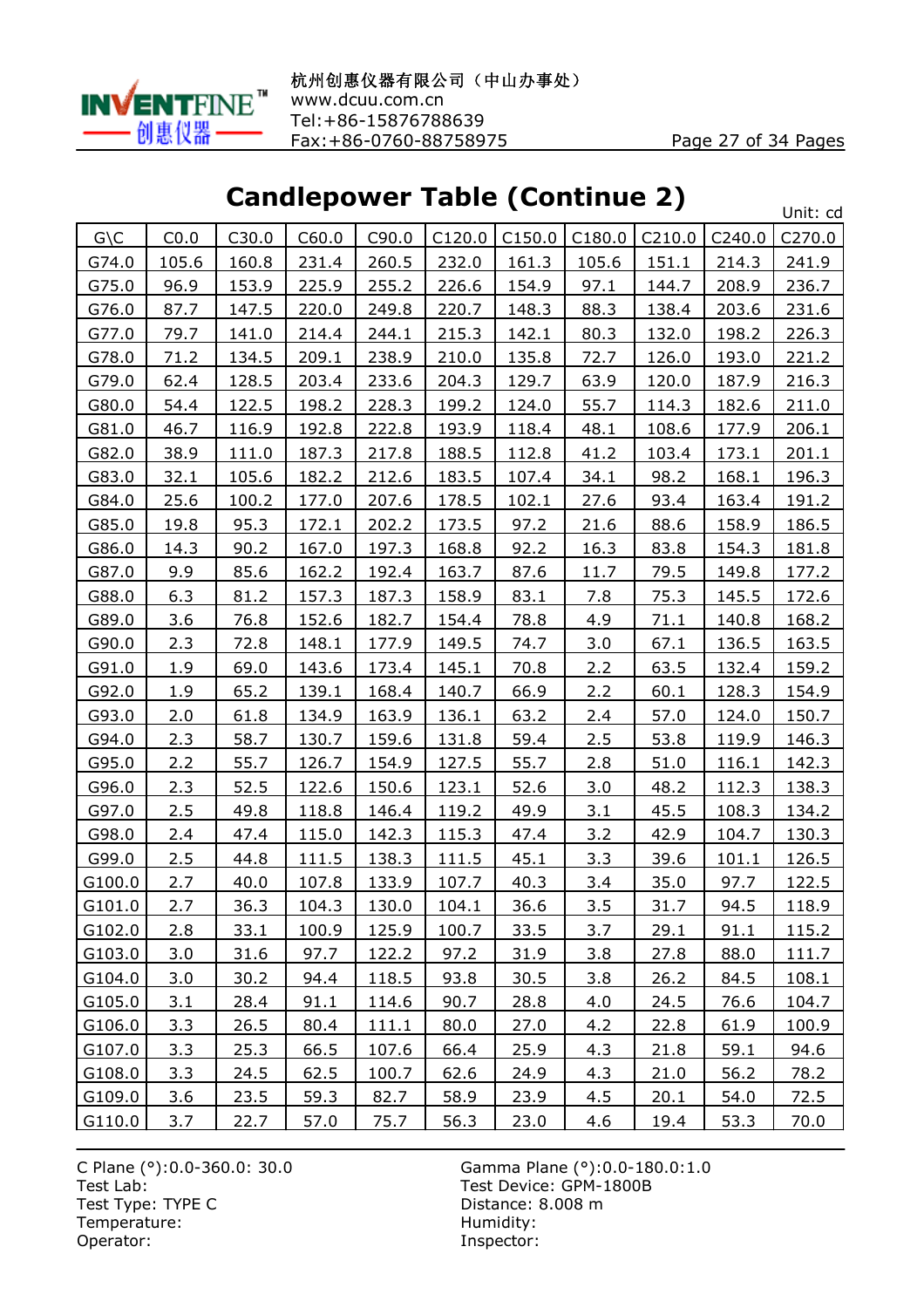# Candlepower Table (Continue 2)

Unit: cd

| G\C | C0.0 | C30.0 | C60.0 | C90.0 | C120.0 | C150.0 | C180.0 | C210.0 | C240.0 | C270.0 |
|---|---|---|---|---|---|---|---|---|---|---|
| G74.0 | 105.6 | 160.8 | 231.4 | 260.5 | 232.0 | 161.3 | 105.6 | 151.1 | 214.3 | 241.9 |
| G75.0 | 96.9 | 153.9 | 225.9 | 255.2 | 226.6 | 154.9 | 97.1 | 144.7 | 208.9 | 236.7 |
| G76.0 | 87.7 | 147.5 | 220.0 | 249.8 | 220.7 | 148.3 | 88.3 | 138.4 | 203.6 | 231.6 |
| G77.0 | 79.7 | 141.0 | 214.4 | 244.1 | 215.3 | 142.1 | 80.3 | 132.0 | 198.2 | 226.3 |
| G78.0 | 71.2 | 134.5 | 209.1 | 238.9 | 210.0 | 135.8 | 72.7 | 126.0 | 193.0 | 221.2 |
| G79.0 | 62.4 | 128.5 | 203.4 | 233.6 | 204.3 | 129.7 | 63.9 | 120.0 | 187.9 | 216.3 |
| G80.0 | 54.4 | 122.5 | 198.2 | 228.3 | 199.2 | 124.0 | 55.7 | 114.3 | 182.6 | 211.0 |
| G81.0 | 46.7 | 116.9 | 192.8 | 222.8 | 193.9 | 118.4 | 48.1 | 108.6 | 177.9 | 206.1 |
| G82.0 | 38.9 | 111.0 | 187.3 | 217.8 | 188.5 | 112.8 | 41.2 | 103.4 | 173.1 | 201.1 |
| G83.0 | 32.1 | 105.6 | 182.2 | 212.6 | 183.5 | 107.4 | 34.1 | 98.2 | 168.1 | 196.3 |
| G84.0 | 25.6 | 100.2 | 177.0 | 207.6 | 178.5 | 102.1 | 27.6 | 93.4 | 163.4 | 191.2 |
| G85.0 | 19.8 | 95.3 | 172.1 | 202.2 | 173.5 | 97.2 | 21.6 | 88.6 | 158.9 | 186.5 |
| G86.0 | 14.3 | 90.2 | 167.0 | 197.3 | 168.8 | 92.2 | 16.3 | 83.8 | 154.3 | 181.8 |
| G87.0 | 9.9 | 85.6 | 162.2 | 192.4 | 163.7 | 87.6 | 11.7 | 79.5 | 149.8 | 177.2 |
| G88.0 | 6.3 | 81.2 | 157.3 | 187.3 | 158.9 | 83.1 | 7.8 | 75.3 | 145.5 | 172.6 |
| G89.0 | 3.6 | 76.8 | 152.6 | 182.7 | 154.4 | 78.8 | 4.9 | 71.1 | 140.8 | 168.2 |
| G90.0 | 2.3 | 72.8 | 148.1 | 177.9 | 149.5 | 74.7 | 3.0 | 67.1 | 136.5 | 163.5 |
| G91.0 | 1.9 | 69.0 | 143.6 | 173.4 | 145.1 | 70.8 | 2.2 | 63.5 | 132.4 | 159.2 |
| G92.0 | 1.9 | 65.2 | 139.1 | 168.4 | 140.7 | 66.9 | 2.2 | 60.1 | 128.3 | 154.9 |
| G93.0 | 2.0 | 61.8 | 134.9 | 163.9 | 136.1 | 63.2 | 2.4 | 57.0 | 124.0 | 150.7 |
| G94.0 | 2.3 | 58.7 | 130.7 | 159.6 | 131.8 | 59.4 | 2.5 | 53.8 | 119.9 | 146.3 |
| G95.0 | 2.2 | 55.7 | 126.7 | 154.9 | 127.5 | 55.7 | 2.8 | 51.0 | 116.1 | 142.3 |
| G96.0 | 2.3 | 52.5 | 122.6 | 150.6 | 123.1 | 52.6 | 3.0 | 48.2 | 112.3 | 138.3 |
| G97.0 | 2.5 | 49.8 | 118.8 | 146.4 | 119.2 | 49.9 | 3.1 | 45.5 | 108.3 | 134.2 |
| G98.0 | 2.4 | 47.4 | 115.0 | 142.3 | 115.3 | 47.4 | 3.2 | 42.9 | 104.7 | 130.3 |
| G99.0 | 2.5 | 44.8 | 111.5 | 138.3 | 111.5 | 45.1 | 3.3 | 39.6 | 101.1 | 126.5 |
| G100.0 | 2.7 | 40.0 | 107.8 | 133.9 | 107.7 | 40.3 | 3.4 | 35.0 | 97.7 | 122.5 |
| G101.0 | 2.7 | 36.3 | 104.3 | 130.0 | 104.1 | 36.6 | 3.5 | 31.7 | 94.5 | 118.9 |
| G102.0 | 2.8 | 33.1 | 100.9 | 125.9 | 100.7 | 33.5 | 3.7 | 29.1 | 91.1 | 115.2 |
| G103.0 | 3.0 | 31.6 | 97.7 | 122.2 | 97.2 | 31.9 | 3.8 | 27.8 | 88.0 | 111.7 |
| G104.0 | 3.0 | 30.2 | 94.4 | 118.5 | 93.8 | 30.5 | 3.8 | 26.2 | 84.5 | 108.1 |
| G105.0 | 3.1 | 28.4 | 91.1 | 114.6 | 90.7 | 28.8 | 4.0 | 24.5 | 76.6 | 104.7 |
| G106.0 | 3.3 | 26.5 | 80.4 | 111.1 | 80.0 | 27.0 | 4.2 | 22.8 | 61.9 | 100.9 |
| G107.0 | 3.3 | 25.3 | 66.5 | 107.6 | 66.4 | 25.9 | 4.3 | 21.8 | 59.1 | 94.6 |
| G108.0 | 3.3 | 24.5 | 62.5 | 100.7 | 62.6 | 24.9 | 4.3 | 21.0 | 56.2 | 78.2 |
| G109.0 | 3.6 | 23.5 | 59.3 | 82.7 | 58.9 | 23.9 | 4.5 | 20.1 | 54.0 | 72.5 |
| G110.0 | 3.7 | 22.7 | 57.0 | 75.7 | 56.3 | 23.0 | 4.6 | 19.4 | 53.3 | 70.0 |

C Plane (°):0.0-360.0: 30.0
Test Lab:
Test Type: TYPE C
Temperature:
Operator:

Gamma Plane (°):0.0-180.0:1.0
Test Device: GPM-1800B
Distance: 8.008 m
Humidity:
Inspector: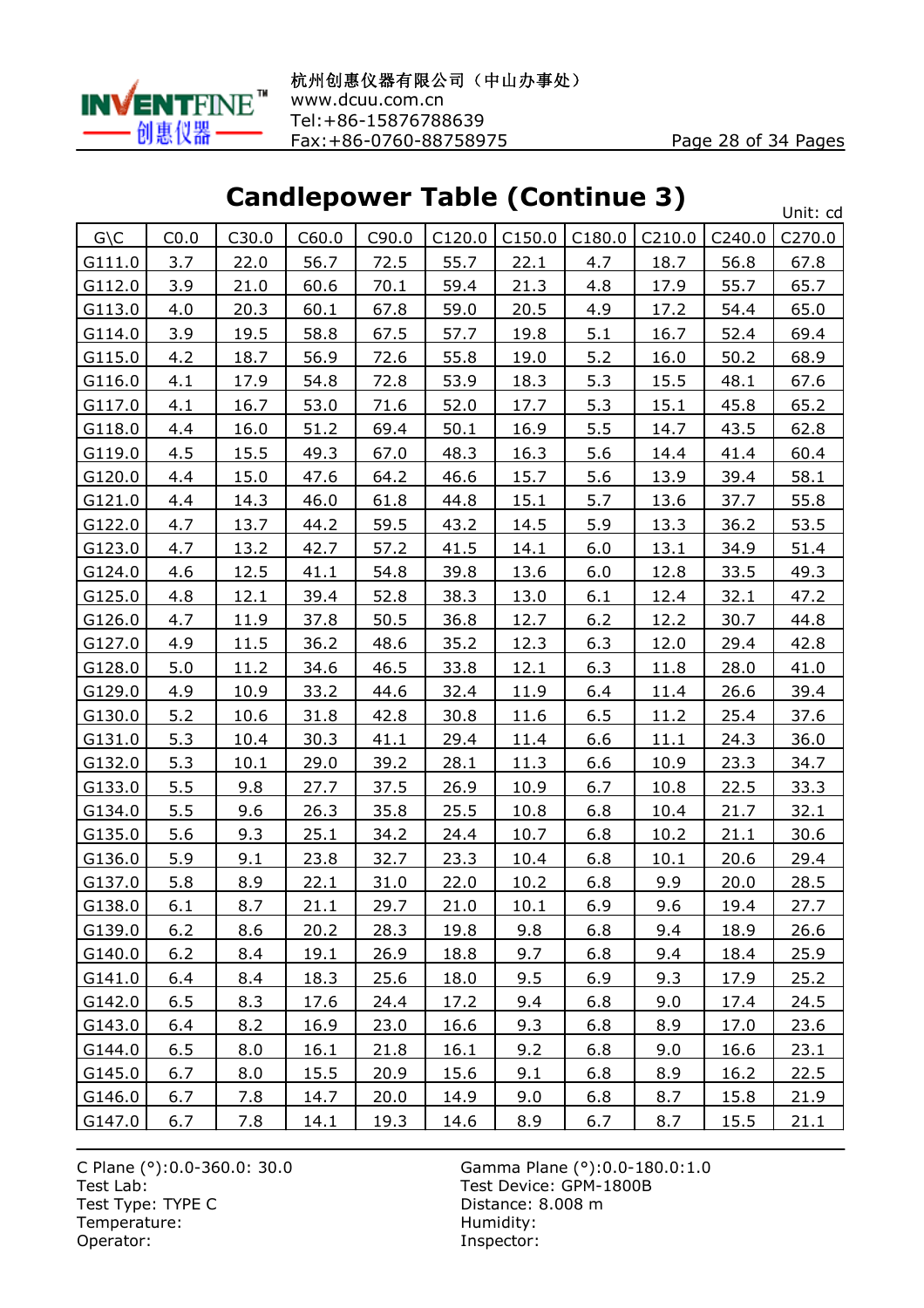# Candlepower Table (Continue 3)

Unit: cd

| G\C | C0.0 | C30.0 | C60.0 | C90.0 | C120.0 | C150.0 | C180.0 | C210.0 | C240.0 | C270.0 |
|---|---|---|---|---|---|---|---|---|---|---|
| G111.0 | 3.7 | 22.0 | 56.7 | 72.5 | 55.7 | 22.1 | 4.7 | 18.7 | 56.8 | 67.8 |
| G112.0 | 3.9 | 21.0 | 60.6 | 70.1 | 59.4 | 21.3 | 4.8 | 17.9 | 55.7 | 65.7 |
| G113.0 | 4.0 | 20.3 | 60.1 | 67.8 | 59.0 | 20.5 | 4.9 | 17.2 | 54.4 | 65.0 |
| G114.0 | 3.9 | 19.5 | 58.8 | 67.5 | 57.7 | 19.8 | 5.1 | 16.7 | 52.4 | 69.4 |
| G115.0 | 4.2 | 18.7 | 56.9 | 72.6 | 55.8 | 19.0 | 5.2 | 16.0 | 50.2 | 68.9 |
| G116.0 | 4.1 | 17.9 | 54.8 | 72.8 | 53.9 | 18.3 | 5.3 | 15.5 | 48.1 | 67.6 |
| G117.0 | 4.1 | 16.7 | 53.0 | 71.6 | 52.0 | 17.7 | 5.3 | 15.1 | 45.8 | 65.2 |
| G118.0 | 4.4 | 16.0 | 51.2 | 69.4 | 50.1 | 16.9 | 5.5 | 14.7 | 43.5 | 62.8 |
| G119.0 | 4.5 | 15.5 | 49.3 | 67.0 | 48.3 | 16.3 | 5.6 | 14.4 | 41.4 | 60.4 |
| G120.0 | 4.4 | 15.0 | 47.6 | 64.2 | 46.6 | 15.7 | 5.6 | 13.9 | 39.4 | 58.1 |
| G121.0 | 4.4 | 14.3 | 46.0 | 61.8 | 44.8 | 15.1 | 5.7 | 13.6 | 37.7 | 55.8 |
| G122.0 | 4.7 | 13.7 | 44.2 | 59.5 | 43.2 | 14.5 | 5.9 | 13.3 | 36.2 | 53.5 |
| G123.0 | 4.7 | 13.2 | 42.7 | 57.2 | 41.5 | 14.1 | 6.0 | 13.1 | 34.9 | 51.4 |
| G124.0 | 4.6 | 12.5 | 41.1 | 54.8 | 39.8 | 13.6 | 6.0 | 12.8 | 33.5 | 49.3 |
| G125.0 | 4.8 | 12.1 | 39.4 | 52.8 | 38.3 | 13.0 | 6.1 | 12.4 | 32.1 | 47.2 |
| G126.0 | 4.7 | 11.9 | 37.8 | 50.5 | 36.8 | 12.7 | 6.2 | 12.2 | 30.7 | 44.8 |
| G127.0 | 4.9 | 11.5 | 36.2 | 48.6 | 35.2 | 12.3 | 6.3 | 12.0 | 29.4 | 42.8 |
| G128.0 | 5.0 | 11.2 | 34.6 | 46.5 | 33.8 | 12.1 | 6.3 | 11.8 | 28.0 | 41.0 |
| G129.0 | 4.9 | 10.9 | 33.2 | 44.6 | 32.4 | 11.9 | 6.4 | 11.4 | 26.6 | 39.4 |
| G130.0 | 5.2 | 10.6 | 31.8 | 42.8 | 30.8 | 11.6 | 6.5 | 11.2 | 25.4 | 37.6 |
| G131.0 | 5.3 | 10.4 | 30.3 | 41.1 | 29.4 | 11.4 | 6.6 | 11.1 | 24.3 | 36.0 |
| G132.0 | 5.3 | 10.1 | 29.0 | 39.2 | 28.1 | 11.3 | 6.6 | 10.9 | 23.3 | 34.7 |
| G133.0 | 5.5 | 9.8 | 27.7 | 37.5 | 26.9 | 10.9 | 6.7 | 10.8 | 22.5 | 33.3 |
| G134.0 | 5.5 | 9.6 | 26.3 | 35.8 | 25.5 | 10.8 | 6.8 | 10.4 | 21.7 | 32.1 |
| G135.0 | 5.6 | 9.3 | 25.1 | 34.2 | 24.4 | 10.7 | 6.8 | 10.2 | 21.1 | 30.6 |
| G136.0 | 5.9 | 9.1 | 23.8 | 32.7 | 23.3 | 10.4 | 6.8 | 10.1 | 20.6 | 29.4 |
| G137.0 | 5.8 | 8.9 | 22.1 | 31.0 | 22.0 | 10.2 | 6.8 | 9.9 | 20.0 | 28.5 |
| G138.0 | 6.1 | 8.7 | 21.1 | 29.7 | 21.0 | 10.1 | 6.9 | 9.6 | 19.4 | 27.7 |
| G139.0 | 6.2 | 8.6 | 20.2 | 28.3 | 19.8 | 9.8 | 6.8 | 9.4 | 18.9 | 26.6 |
| G140.0 | 6.2 | 8.4 | 19.1 | 26.9 | 18.8 | 9.7 | 6.8 | 9.4 | 18.4 | 25.9 |
| G141.0 | 6.4 | 8.4 | 18.3 | 25.6 | 18.0 | 9.5 | 6.9 | 9.3 | 17.9 | 25.2 |
| G142.0 | 6.5 | 8.3 | 17.6 | 24.4 | 17.2 | 9.4 | 6.8 | 9.0 | 17.4 | 24.5 |
| G143.0 | 6.4 | 8.2 | 16.9 | 23.0 | 16.6 | 9.3 | 6.8 | 8.9 | 17.0 | 23.6 |
| G144.0 | 6.5 | 8.0 | 16.1 | 21.8 | 16.1 | 9.2 | 6.8 | 9.0 | 16.6 | 23.1 |
| G145.0 | 6.7 | 8.0 | 15.5 | 20.9 | 15.6 | 9.1 | 6.8 | 8.9 | 16.2 | 22.5 |
| G146.0 | 6.7 | 7.8 | 14.7 | 20.0 | 14.9 | 9.0 | 6.8 | 8.7 | 15.8 | 21.9 |
| G147.0 | 6.7 | 7.8 | 14.1 | 19.3 | 14.6 | 8.9 | 6.7 | 8.7 | 15.5 | 21.1 |

C Plane (°):0.0-360.0: 30.0
Gamma Plane (°):0.0-180.0:1.0
Test Lab:
Test Device: GPM-1800B
Test Type: TYPE C
Distance: 8.008 m
Temperature:
Humidity:
Operator:
Inspector: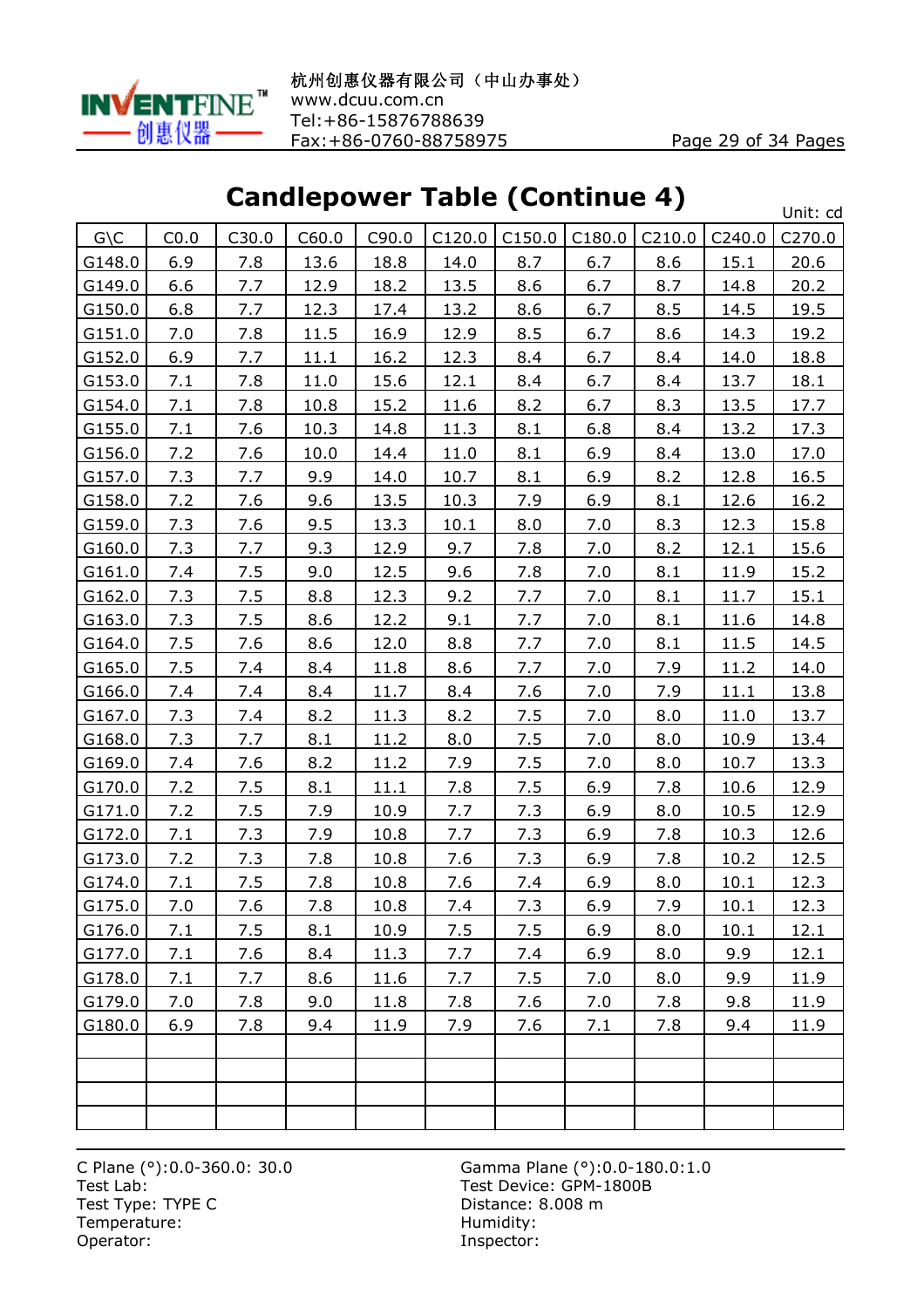# Candlepower Table (Continue 4)

Unit: cd

| G\C | C0.0 | C30.0 | C60.0 | C90.0 | C120.0 | C150.0 | C180.0 | C210.0 | C240.0 | C270.0 |
|---|---|---|---|---|---|---|---|---|---|---|
| G148.0 | 6.9 | 7.8 | 13.6 | 18.8 | 14.0 | 8.7 | 6.7 | 8.6 | 15.1 | 20.6 |
| G149.0 | 6.6 | 7.7 | 12.9 | 18.2 | 13.5 | 8.6 | 6.7 | 8.7 | 14.8 | 20.2 |
| G150.0 | 6.8 | 7.7 | 12.3 | 17.4 | 13.2 | 8.6 | 6.7 | 8.5 | 14.5 | 19.5 |
| G151.0 | 7.0 | 7.8 | 11.5 | 16.9 | 12.9 | 8.5 | 6.7 | 8.6 | 14.3 | 19.2 |
| G152.0 | 6.9 | 7.7 | 11.1 | 16.2 | 12.3 | 8.4 | 6.7 | 8.4 | 14.0 | 18.8 |
| G153.0 | 7.1 | 7.8 | 11.0 | 15.6 | 12.1 | 8.4 | 6.7 | 8.4 | 13.7 | 18.1 |
| G154.0 | 7.1 | 7.8 | 10.8 | 15.2 | 11.6 | 8.2 | 6.7 | 8.3 | 13.5 | 17.7 |
| G155.0 | 7.1 | 7.6 | 10.3 | 14.8 | 11.3 | 8.1 | 6.8 | 8.4 | 13.2 | 17.3 |
| G156.0 | 7.2 | 7.6 | 10.0 | 14.4 | 11.0 | 8.1 | 6.9 | 8.4 | 13.0 | 17.0 |
| G157.0 | 7.3 | 7.7 | 9.9 | 14.0 | 10.7 | 8.1 | 6.9 | 8.2 | 12.8 | 16.5 |
| G158.0 | 7.2 | 7.6 | 9.6 | 13.5 | 10.3 | 7.9 | 6.9 | 8.1 | 12.6 | 16.2 |
| G159.0 | 7.3 | 7.6 | 9.5 | 13.3 | 10.1 | 8.0 | 7.0 | 8.3 | 12.3 | 15.8 |
| G160.0 | 7.3 | 7.7 | 9.3 | 12.9 | 9.7 | 7.8 | 7.0 | 8.2 | 12.1 | 15.6 |
| G161.0 | 7.4 | 7.5 | 9.0 | 12.5 | 9.6 | 7.8 | 7.0 | 8.1 | 11.9 | 15.2 |
| G162.0 | 7.3 | 7.5 | 8.8 | 12.3 | 9.2 | 7.7 | 7.0 | 8.1 | 11.7 | 15.1 |
| G163.0 | 7.3 | 7.5 | 8.6 | 12.2 | 9.1 | 7.7 | 7.0 | 8.1 | 11.6 | 14.8 |
| G164.0 | 7.5 | 7.6 | 8.6 | 12.0 | 8.8 | 7.7 | 7.0 | 8.1 | 11.5 | 14.5 |
| G165.0 | 7.5 | 7.4 | 8.4 | 11.8 | 8.6 | 7.7 | 7.0 | 7.9 | 11.2 | 14.0 |
| G166.0 | 7.4 | 7.4 | 8.4 | 11.7 | 8.4 | 7.6 | 7.0 | 7.9 | 11.1 | 13.8 |
| G167.0 | 7.3 | 7.4 | 8.2 | 11.3 | 8.2 | 7.5 | 7.0 | 8.0 | 11.0 | 13.7 |
| G168.0 | 7.3 | 7.7 | 8.1 | 11.2 | 8.0 | 7.5 | 7.0 | 8.0 | 10.9 | 13.4 |
| G169.0 | 7.4 | 7.6 | 8.2 | 11.2 | 7.9 | 7.5 | 7.0 | 8.0 | 10.7 | 13.3 |
| G170.0 | 7.2 | 7.5 | 8.1 | 11.1 | 7.8 | 7.5 | 6.9 | 7.8 | 10.6 | 12.9 |
| G171.0 | 7.2 | 7.5 | 7.9 | 10.9 | 7.7 | 7.3 | 6.9 | 8.0 | 10.5 | 12.9 |
| G172.0 | 7.1 | 7.3 | 7.9 | 10.8 | 7.7 | 7.3 | 6.9 | 7.8 | 10.3 | 12.6 |
| G173.0 | 7.2 | 7.3 | 7.8 | 10.8 | 7.6 | 7.3 | 6.9 | 7.8 | 10.2 | 12.5 |
| G174.0 | 7.1 | 7.5 | 7.8 | 10.8 | 7.6 | 7.4 | 6.9 | 8.0 | 10.1 | 12.3 |
| G175.0 | 7.0 | 7.6 | 7.8 | 10.8 | 7.4 | 7.3 | 6.9 | 7.9 | 10.1 | 12.3 |
| G176.0 | 7.1 | 7.5 | 8.1 | 10.9 | 7.5 | 7.5 | 6.9 | 8.0 | 10.1 | 12.1 |
| G177.0 | 7.1 | 7.6 | 8.4 | 11.3 | 7.7 | 7.4 | 6.9 | 8.0 | 9.9 | 12.1 |
| G178.0 | 7.1 | 7.7 | 8.6 | 11.6 | 7.7 | 7.5 | 7.0 | 8.0 | 9.9 | 11.9 |
| G179.0 | 7.0 | 7.8 | 9.0 | 11.8 | 7.8 | 7.6 | 7.0 | 7.8 | 9.8 | 11.9 |
| G180.0 | 6.9 | 7.8 | 9.4 | 11.9 | 7.9 | 7.6 | 7.1 | 7.8 | 9.4 | 11.9 |
| | | | | | | | | | | |
| | | | | | | | | | | |
| | | | | | | | | | | |
| | | | | | | | | | | |

C Plane (°):0.0-360.0: 30.0
Gamma Plane (°):0.0-180.0:1.0
Test Lab:
Test Device: GPM-1800B
Test Type: TYPE C
Distance: 8.008 m
Temperature:
Humidity:
Operator:
Inspector: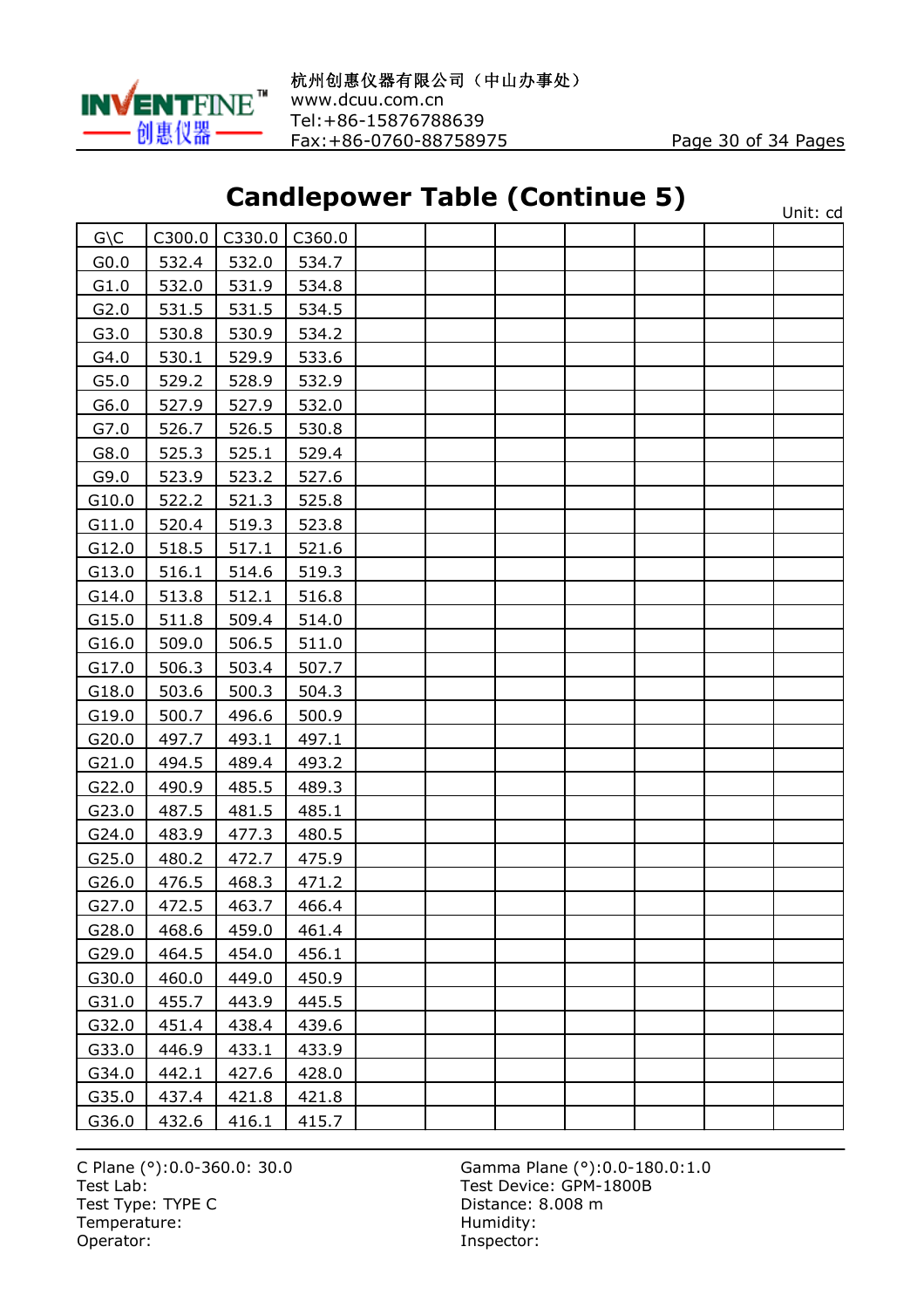## Candlepower Table (Continue 5)

Unit: cd

| G\C | C300.0 | C330.0 | C360.0 | | | | | | | |
|---|---|---|---|---|---|---|---|---|---|---|
| G0.0 | 532.4 | 532.0 | 534.7 | | | | | | | |
| G1.0 | 532.0 | 531.9 | 534.8 | | | | | | | |
| G2.0 | 531.5 | 531.5 | 534.5 | | | | | | | |
| G3.0 | 530.8 | 530.9 | 534.2 | | | | | | | |
| G4.0 | 530.1 | 529.9 | 533.6 | | | | | | | |
| G5.0 | 529.2 | 528.9 | 532.9 | | | | | | | |
| G6.0 | 527.9 | 527.9 | 532.0 | | | | | | | |
| G7.0 | 526.7 | 526.5 | 530.8 | | | | | | | |
| G8.0 | 525.3 | 525.1 | 529.4 | | | | | | | |
| G9.0 | 523.9 | 523.2 | 527.6 | | | | | | | |
| G10.0 | 522.2 | 521.3 | 525.8 | | | | | | | |
| G11.0 | 520.4 | 519.3 | 523.8 | | | | | | | |
| G12.0 | 518.5 | 517.1 | 521.6 | | | | | | | |
| G13.0 | 516.1 | 514.6 | 519.3 | | | | | | | |
| G14.0 | 513.8 | 512.1 | 516.8 | | | | | | | |
| G15.0 | 511.8 | 509.4 | 514.0 | | | | | | | |
| G16.0 | 509.0 | 506.5 | 511.0 | | | | | | | |
| G17.0 | 506.3 | 503.4 | 507.7 | | | | | | | |
| G18.0 | 503.6 | 500.3 | 504.3 | | | | | | | |
| G19.0 | 500.7 | 496.6 | 500.9 | | | | | | | |
| G20.0 | 497.7 | 493.1 | 497.1 | | | | | | | |
| G21.0 | 494.5 | 489.4 | 493.2 | | | | | | | |
| G22.0 | 490.9 | 485.5 | 489.3 | | | | | | | |
| G23.0 | 487.5 | 481.5 | 485.1 | | | | | | | |
| G24.0 | 483.9 | 477.3 | 480.5 | | | | | | | |
| G25.0 | 480.2 | 472.7 | 475.9 | | | | | | | |
| G26.0 | 476.5 | 468.3 | 471.2 | | | | | | | |
| G27.0 | 472.5 | 463.7 | 466.4 | | | | | | | |
| G28.0 | 468.6 | 459.0 | 461.4 | | | | | | | |
| G29.0 | 464.5 | 454.0 | 456.1 | | | | | | | |
| G30.0 | 460.0 | 449.0 | 450.9 | | | | | | | |
| G31.0 | 455.7 | 443.9 | 445.5 | | | | | | | |
| G32.0 | 451.4 | 438.4 | 439.6 | | | | | | | |
| G33.0 | 446.9 | 433.1 | 433.9 | | | | | | | |
| G34.0 | 442.1 | 427.6 | 428.0 | | | | | | | |
| G35.0 | 437.4 | 421.8 | 421.8 | | | | | | | |
| G36.0 | 432.6 | 416.1 | 415.7 | | | | | | | |

C Plane (°):0.0-360.0: 30.0
Gamma Plane (°):0.0-180.0:1.0
Test Lab:
Test Device: GPM-1800B
Test Type: TYPE C
Distance: 8.008 m
Temperature:
Humidity:
Operator:
Inspector: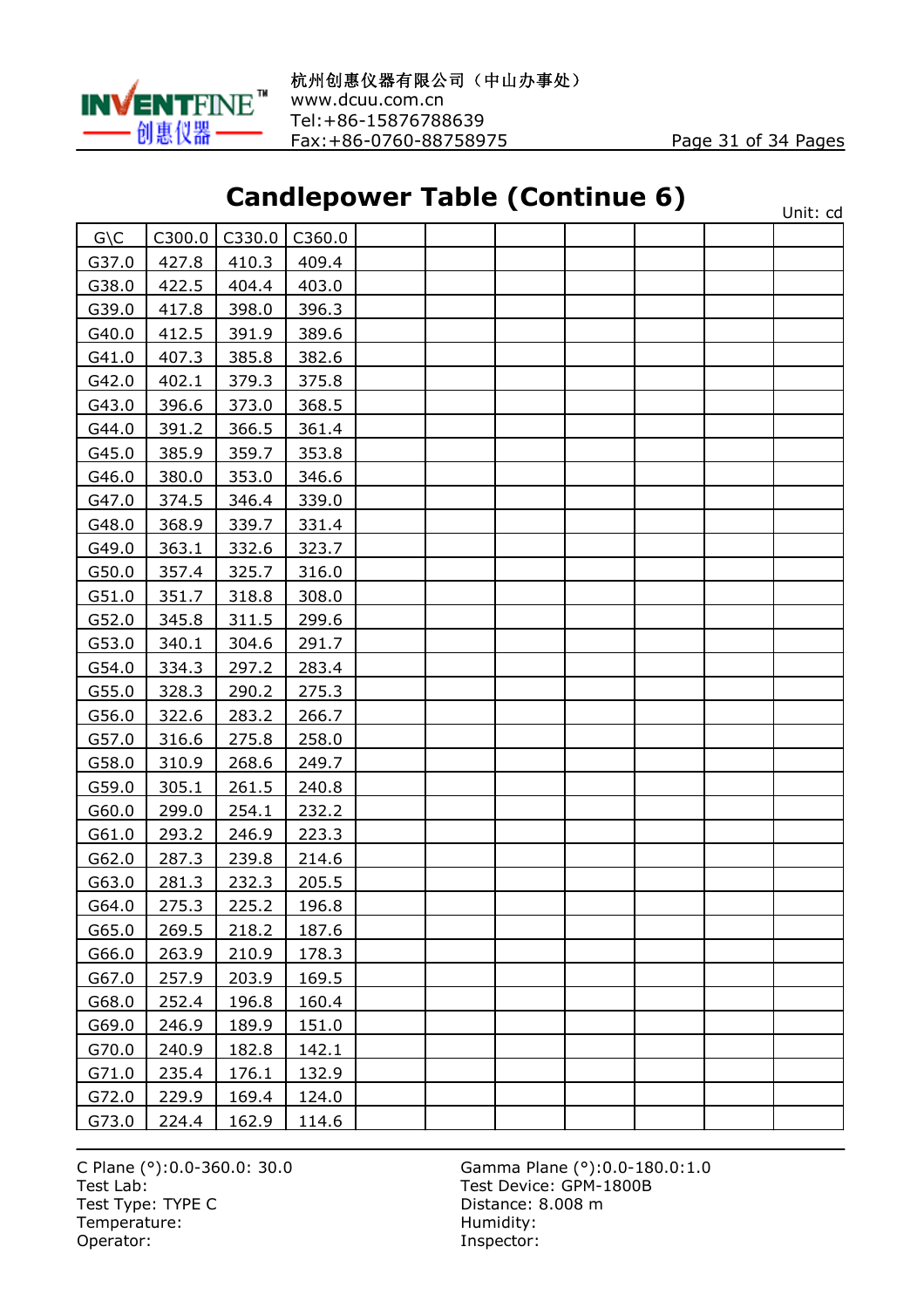# Candlepower Table (Continue 6)

Unit: cd

| G\C | C300.0 | C330.0 | C360.0 | | | | | | | |
|---|---|---|---|---|---|---|---|---|---|---|
| G37.0 | 427.8 | 410.3 | 409.4 | | | | | | | |
| G38.0 | 422.5 | 404.4 | 403.0 | | | | | | | |
| G39.0 | 417.8 | 398.0 | 396.3 | | | | | | | |
| G40.0 | 412.5 | 391.9 | 389.6 | | | | | | | |
| G41.0 | 407.3 | 385.8 | 382.6 | | | | | | | |
| G42.0 | 402.1 | 379.3 | 375.8 | | | | | | | |
| G43.0 | 396.6 | 373.0 | 368.5 | | | | | | | |
| G44.0 | 391.2 | 366.5 | 361.4 | | | | | | | |
| G45.0 | 385.9 | 359.7 | 353.8 | | | | | | | |
| G46.0 | 380.0 | 353.0 | 346.6 | | | | | | | |
| G47.0 | 374.5 | 346.4 | 339.0 | | | | | | | |
| G48.0 | 368.9 | 339.7 | 331.4 | | | | | | | |
| G49.0 | 363.1 | 332.6 | 323.7 | | | | | | | |
| G50.0 | 357.4 | 325.7 | 316.0 | | | | | | | |
| G51.0 | 351.7 | 318.8 | 308.0 | | | | | | | |
| G52.0 | 345.8 | 311.5 | 299.6 | | | | | | | |
| G53.0 | 340.1 | 304.6 | 291.7 | | | | | | | |
| G54.0 | 334.3 | 297.2 | 283.4 | | | | | | | |
| G55.0 | 328.3 | 290.2 | 275.3 | | | | | | | |
| G56.0 | 322.6 | 283.2 | 266.7 | | | | | | | |
| G57.0 | 316.6 | 275.8 | 258.0 | | | | | | | |
| G58.0 | 310.9 | 268.6 | 249.7 | | | | | | | |
| G59.0 | 305.1 | 261.5 | 240.8 | | | | | | | |
| G60.0 | 299.0 | 254.1 | 232.2 | | | | | | | |
| G61.0 | 293.2 | 246.9 | 223.3 | | | | | | | |
| G62.0 | 287.3 | 239.8 | 214.6 | | | | | | | |
| G63.0 | 281.3 | 232.3 | 205.5 | | | | | | | |
| G64.0 | 275.3 | 225.2 | 196.8 | | | | | | | |
| G65.0 | 269.5 | 218.2 | 187.6 | | | | | | | |
| G66.0 | 263.9 | 210.9 | 178.3 | | | | | | | |
| G67.0 | 257.9 | 203.9 | 169.5 | | | | | | | |
| G68.0 | 252.4 | 196.8 | 160.4 | | | | | | | |
| G69.0 | 246.9 | 189.9 | 151.0 | | | | | | | |
| G70.0 | 240.9 | 182.8 | 142.1 | | | | | | | |
| G71.0 | 235.4 | 176.1 | 132.9 | | | | | | | |
| G72.0 | 229.9 | 169.4 | 124.0 | | | | | | | |
| G73.0 | 224.4 | 162.9 | 114.6 | | | | | | | |

C Plane (°):0.0-360.0: 30.0
Test Lab:
Test Type: TYPE C
Temperature:
Operator:

Gamma Plane (°):0.0-180.0:1.0
Test Device: GPM-1800B
Distance: 8.008 m
Humidity:
Inspector: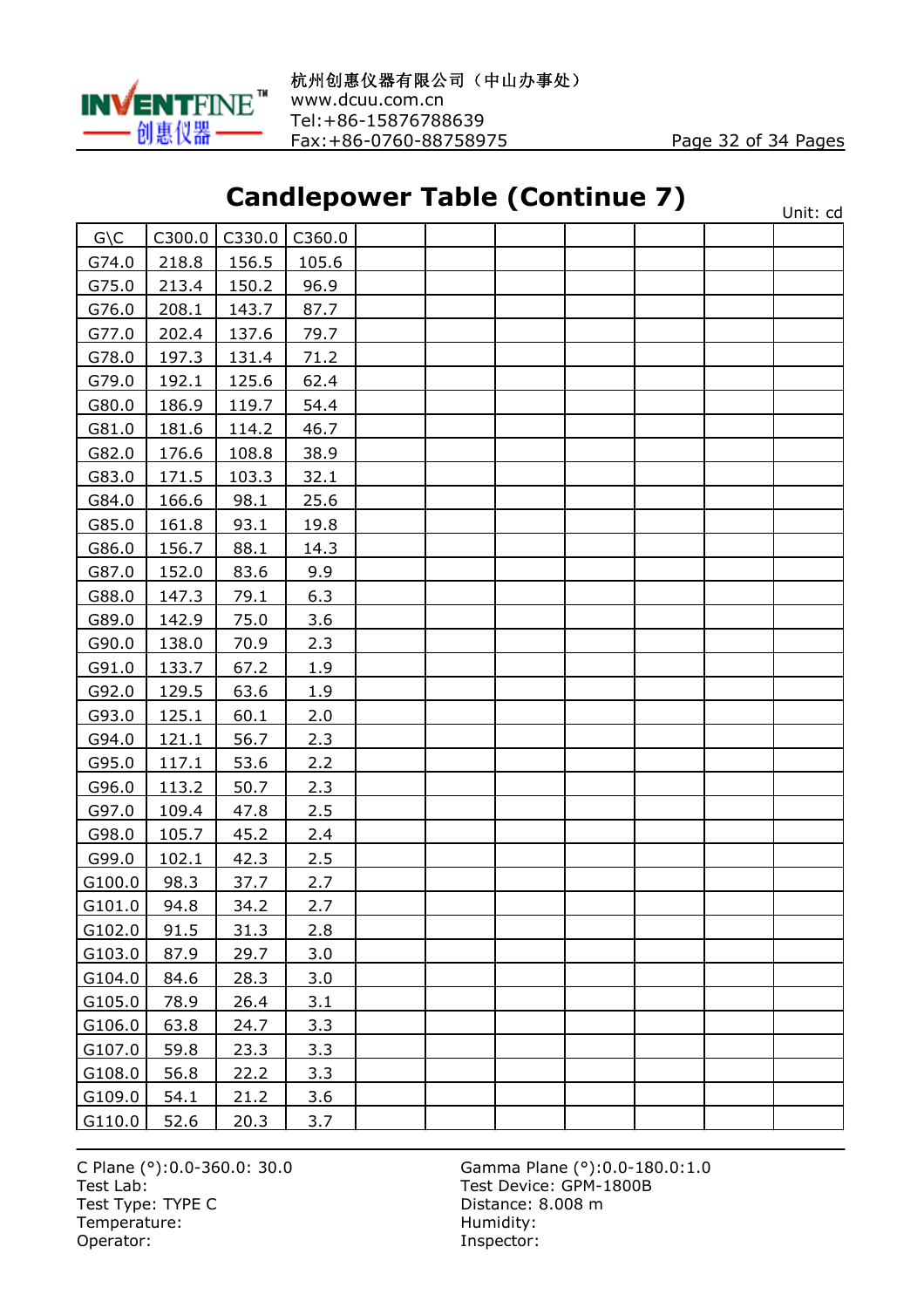# Candlepower Table (Continue 7)

Unit: cd

| G\C | C300.0 | C330.0 | C360.0 | | | | | | | |
|---|---|---|---|---|---|---|---|---|---|---|
| G74.0 | 218.8 | 156.5 | 105.6 | | | | | | | |
| G75.0 | 213.4 | 150.2 | 96.9 | | | | | | | |
| G76.0 | 208.1 | 143.7 | 87.7 | | | | | | | |
| G77.0 | 202.4 | 137.6 | 79.7 | | | | | | | |
| G78.0 | 197.3 | 131.4 | 71.2 | | | | | | | |
| G79.0 | 192.1 | 125.6 | 62.4 | | | | | | | |
| G80.0 | 186.9 | 119.7 | 54.4 | | | | | | | |
| G81.0 | 181.6 | 114.2 | 46.7 | | | | | | | |
| G82.0 | 176.6 | 108.8 | 38.9 | | | | | | | |
| G83.0 | 171.5 | 103.3 | 32.1 | | | | | | | |
| G84.0 | 166.6 | 98.1 | 25.6 | | | | | | | |
| G85.0 | 161.8 | 93.1 | 19.8 | | | | | | | |
| G86.0 | 156.7 | 88.1 | 14.3 | | | | | | | |
| G87.0 | 152.0 | 83.6 | 9.9 | | | | | | | |
| G88.0 | 147.3 | 79.1 | 6.3 | | | | | | | |
| G89.0 | 142.9 | 75.0 | 3.6 | | | | | | | |
| G90.0 | 138.0 | 70.9 | 2.3 | | | | | | | |
| G91.0 | 133.7 | 67.2 | 1.9 | | | | | | | |
| G92.0 | 129.5 | 63.6 | 1.9 | | | | | | | |
| G93.0 | 125.1 | 60.1 | 2.0 | | | | | | | |
| G94.0 | 121.1 | 56.7 | 2.3 | | | | | | | |
| G95.0 | 117.1 | 53.6 | 2.2 | | | | | | | |
| G96.0 | 113.2 | 50.7 | 2.3 | | | | | | | |
| G97.0 | 109.4 | 47.8 | 2.5 | | | | | | | |
| G98.0 | 105.7 | 45.2 | 2.4 | | | | | | | |
| G99.0 | 102.1 | 42.3 | 2.5 | | | | | | | |
| G100.0 | 98.3 | 37.7 | 2.7 | | | | | | | |
| G101.0 | 94.8 | 34.2 | 2.7 | | | | | | | |
| G102.0 | 91.5 | 31.3 | 2.8 | | | | | | | |
| G103.0 | 87.9 | 29.7 | 3.0 | | | | | | | |
| G104.0 | 84.6 | 28.3 | 3.0 | | | | | | | |
| G105.0 | 78.9 | 26.4 | 3.1 | | | | | | | |
| G106.0 | 63.8 | 24.7 | 3.3 | | | | | | | |
| G107.0 | 59.8 | 23.3 | 3.3 | | | | | | | |
| G108.0 | 56.8 | 22.2 | 3.3 | | | | | | | |
| G109.0 | 54.1 | 21.2 | 3.6 | | | | | | | |
| G110.0 | 52.6 | 20.3 | 3.7 | | | | | | | |

C Plane (°):0.0-360.0: 30.0
Test Lab:
Test Type: TYPE C
Temperature:
Operator:

Gamma Plane (°):0.0-180.0:1.0
Test Device: GPM-1800B
Distance: 8.008 m
Humidity:
Inspector: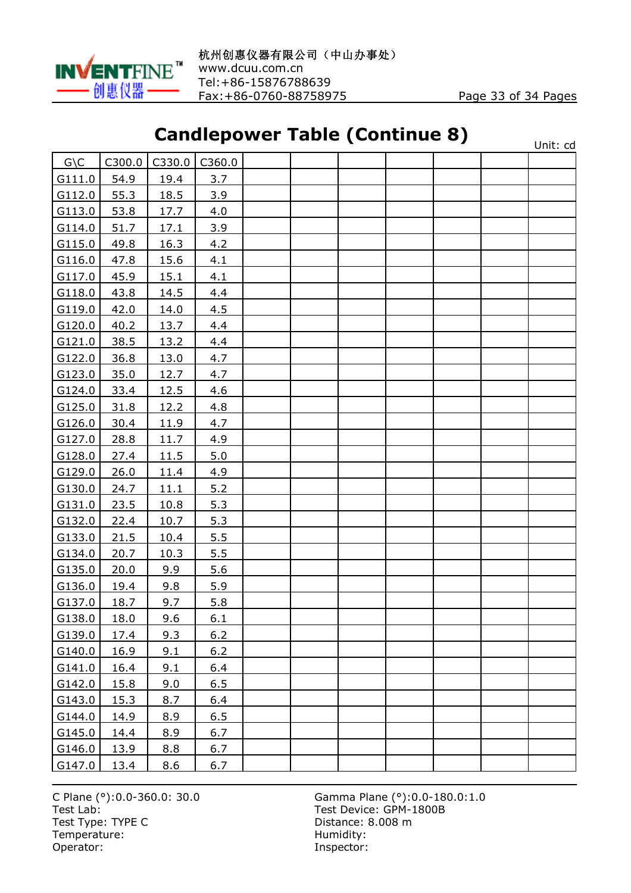## Candlepower Table (Continue 8)

Unit: cd

| G\C | C300.0 | C330.0 | C360.0 | | | | | | | |
|---|---|---|---|---|---|---|---|---|---|---|
| G111.0 | 54.9 | 19.4 | 3.7 | | | | | | | |
| G112.0 | 55.3 | 18.5 | 3.9 | | | | | | | |
| G113.0 | 53.8 | 17.7 | 4.0 | | | | | | | |
| G114.0 | 51.7 | 17.1 | 3.9 | | | | | | | |
| G115.0 | 49.8 | 16.3 | 4.2 | | | | | | | |
| G116.0 | 47.8 | 15.6 | 4.1 | | | | | | | |
| G117.0 | 45.9 | 15.1 | 4.1 | | | | | | | |
| G118.0 | 43.8 | 14.5 | 4.4 | | | | | | | |
| G119.0 | 42.0 | 14.0 | 4.5 | | | | | | | |
| G120.0 | 40.2 | 13.7 | 4.4 | | | | | | | |
| G121.0 | 38.5 | 13.2 | 4.4 | | | | | | | |
| G122.0 | 36.8 | 13.0 | 4.7 | | | | | | | |
| G123.0 | 35.0 | 12.7 | 4.7 | | | | | | | |
| G124.0 | 33.4 | 12.5 | 4.6 | | | | | | | |
| G125.0 | 31.8 | 12.2 | 4.8 | | | | | | | |
| G126.0 | 30.4 | 11.9 | 4.7 | | | | | | | |
| G127.0 | 28.8 | 11.7 | 4.9 | | | | | | | |
| G128.0 | 27.4 | 11.5 | 5.0 | | | | | | | |
| G129.0 | 26.0 | 11.4 | 4.9 | | | | | | | |
| G130.0 | 24.7 | 11.1 | 5.2 | | | | | | | |
| G131.0 | 23.5 | 10.8 | 5.3 | | | | | | | |
| G132.0 | 22.4 | 10.7 | 5.3 | | | | | | | |
| G133.0 | 21.5 | 10.4 | 5.5 | | | | | | | |
| G134.0 | 20.7 | 10.3 | 5.5 | | | | | | | |
| G135.0 | 20.0 | 9.9 | 5.6 | | | | | | | |
| G136.0 | 19.4 | 9.8 | 5.9 | | | | | | | |
| G137.0 | 18.7 | 9.7 | 5.8 | | | | | | | |
| G138.0 | 18.0 | 9.6 | 6.1 | | | | | | | |
| G139.0 | 17.4 | 9.3 | 6.2 | | | | | | | |
| G140.0 | 16.9 | 9.1 | 6.2 | | | | | | | |
| G141.0 | 16.4 | 9.1 | 6.4 | | | | | | | |
| G142.0 | 15.8 | 9.0 | 6.5 | | | | | | | |
| G143.0 | 15.3 | 8.7 | 6.4 | | | | | | | |
| G144.0 | 14.9 | 8.9 | 6.5 | | | | | | | |
| G145.0 | 14.4 | 8.9 | 6.7 | | | | | | | |
| G146.0 | 13.9 | 8.8 | 6.7 | | | | | | | |
| G147.0 | 13.4 | 8.6 | 6.7 | | | | | | | |

C Plane (°):0.0-360.0: 30.0
Test Lab:
Test Type: TYPE C
Temperature:
Operator:

Gamma Plane (°):0.0-180.0:1.0
Test Device: GPM-1800B
Distance: 8.008 m
Humidity:
Inspector: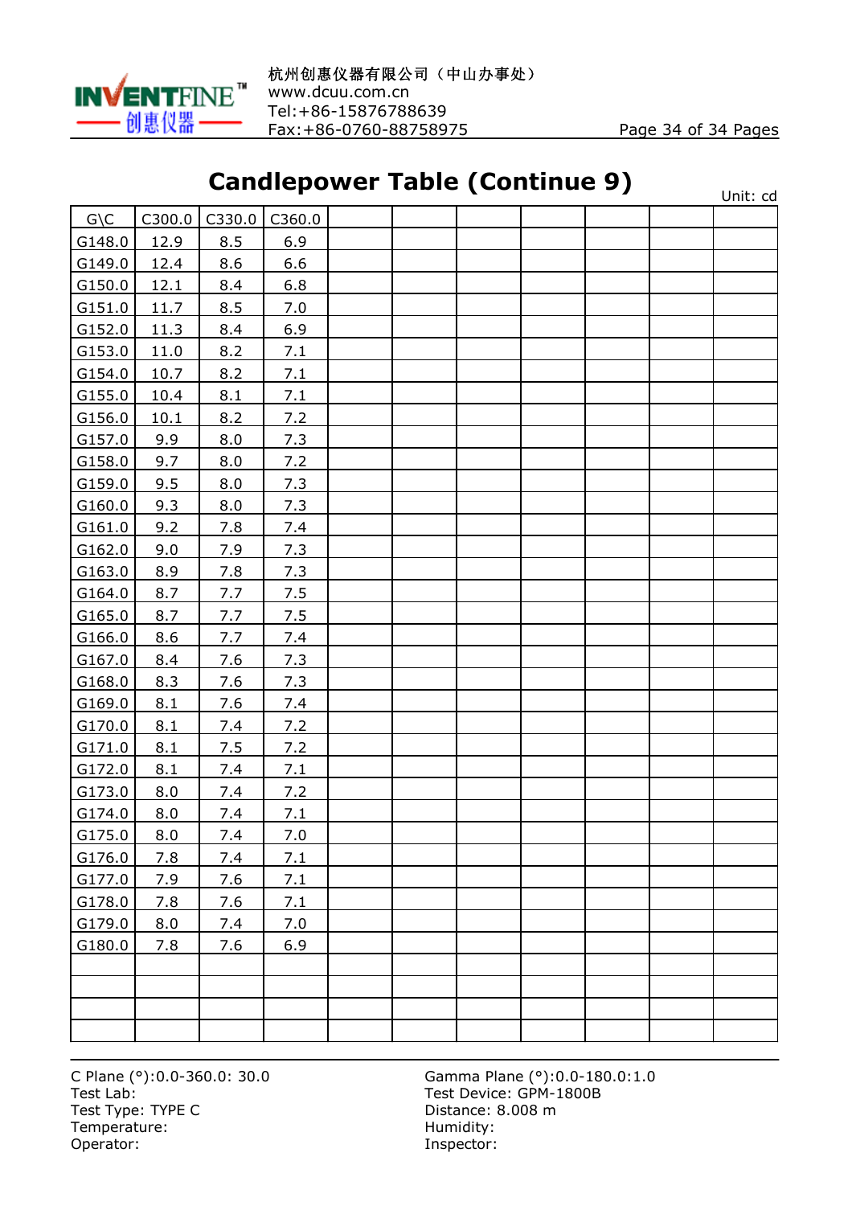# Candlepower Table (Continue 9)

Unit: cd

| G\C | C300.0 | C330.0 | C360.0 | | | | | | | |
|---|---|---|---|---|---|---|---|---|---|---|
| G148.0 | 12.9 | 8.5 | 6.9 | | | | | | | |
| G149.0 | 12.4 | 8.6 | 6.6 | | | | | | | |
| G150.0 | 12.1 | 8.4 | 6.8 | | | | | | | |
| G151.0 | 11.7 | 8.5 | 7.0 | | | | | | | |
| G152.0 | 11.3 | 8.4 | 6.9 | | | | | | | |
| G153.0 | 11.0 | 8.2 | 7.1 | | | | | | | |
| G154.0 | 10.7 | 8.2 | 7.1 | | | | | | | |
| G155.0 | 10.4 | 8.1 | 7.1 | | | | | | | |
| G156.0 | 10.1 | 8.2 | 7.2 | | | | | | | |
| G157.0 | 9.9 | 8.0 | 7.3 | | | | | | | |
| G158.0 | 9.7 | 8.0 | 7.2 | | | | | | | |
| G159.0 | 9.5 | 8.0 | 7.3 | | | | | | | |
| G160.0 | 9.3 | 8.0 | 7.3 | | | | | | | |
| G161.0 | 9.2 | 7.8 | 7.4 | | | | | | | |
| G162.0 | 9.0 | 7.9 | 7.3 | | | | | | | |
| G163.0 | 8.9 | 7.8 | 7.3 | | | | | | | |
| G164.0 | 8.7 | 7.7 | 7.5 | | | | | | | |
| G165.0 | 8.7 | 7.7 | 7.5 | | | | | | | |
| G166.0 | 8.6 | 7.7 | 7.4 | | | | | | | |
| G167.0 | 8.4 | 7.6 | 7.3 | | | | | | | |
| G168.0 | 8.3 | 7.6 | 7.3 | | | | | | | |
| G169.0 | 8.1 | 7.6 | 7.4 | | | | | | | |
| G170.0 | 8.1 | 7.4 | 7.2 | | | | | | | |
| G171.0 | 8.1 | 7.5 | 7.2 | | | | | | | |
| G172.0 | 8.1 | 7.4 | 7.1 | | | | | | | |
| G173.0 | 8.0 | 7.4 | 7.2 | | | | | | | |
| G174.0 | 8.0 | 7.4 | 7.1 | | | | | | | |
| G175.0 | 8.0 | 7.4 | 7.0 | | | | | | | |
| G176.0 | 7.8 | 7.4 | 7.1 | | | | | | | |
| G177.0 | 7.9 | 7.6 | 7.1 | | | | | | | |
| G178.0 | 7.8 | 7.6 | 7.1 | | | | | | | |
| G179.0 | 8.0 | 7.4 | 7.0 | | | | | | | |
| G180.0 | 7.8 | 7.6 | 6.9 | | | | | | | |

C Plane (°):0.0-360.0: 30.0
Gamma Plane (°):0.0-180.0:1.0
Test Lab:
Test Device: GPM-1800B
Test Type: TYPE C
Distance: 8.008 m
Temperature:
Humidity:
Operator:
Inspector: